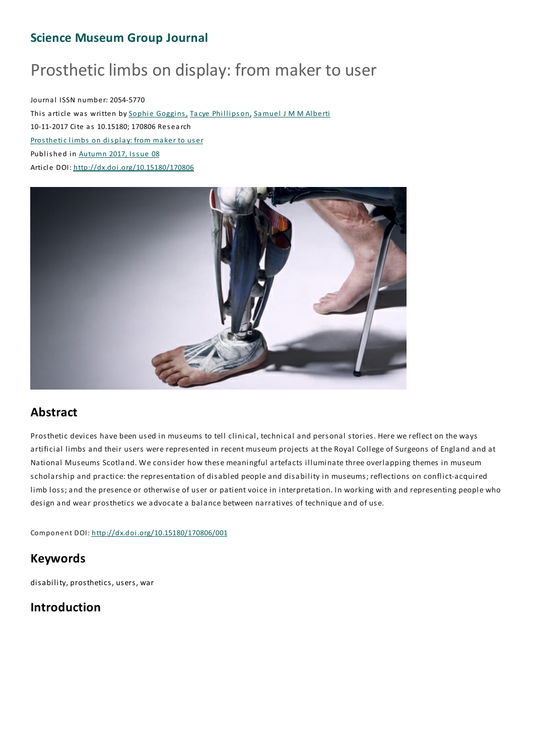## Science Museum Group Journal

# Prosthetic limbs on display: from maker to user

Journal ISSN number: 2054-5770

This article was written by Sophie Goggins, Tacye Phillipson, Samuel J M M Alberti

10-11-2017 Cite as 10.15180; 170806 Research

Prosthetic limbs on display: from maker to user

Published in Autumn 2017, Issue 08

Article DOI: http://dx.doi.org/10.15180/170806

## Abstract

Prosthetic devices have been used in museums to tell clinical, technical and personal stories. Here we reflect on the ways artificial limbs and their users were represented in recent museum projects at the Royal College of Surgeons of England and at National Museums Scotland. We consider how these meaningful artefacts illuminate three overlapping themes in museum scholarship and practice: the representation of disabled people and disability in museums; reflections on conflict-acquired limb loss; and the presence or otherwise of user or patient voice in interpretation. In working with and representing people who design and wear prosthetics we advocate a balance between narratives of technique and of use.

Component DOI: http://dx.doi.org/10.15180/170806/001

## Keywords

disability, prosthetics, users, war

## Introduction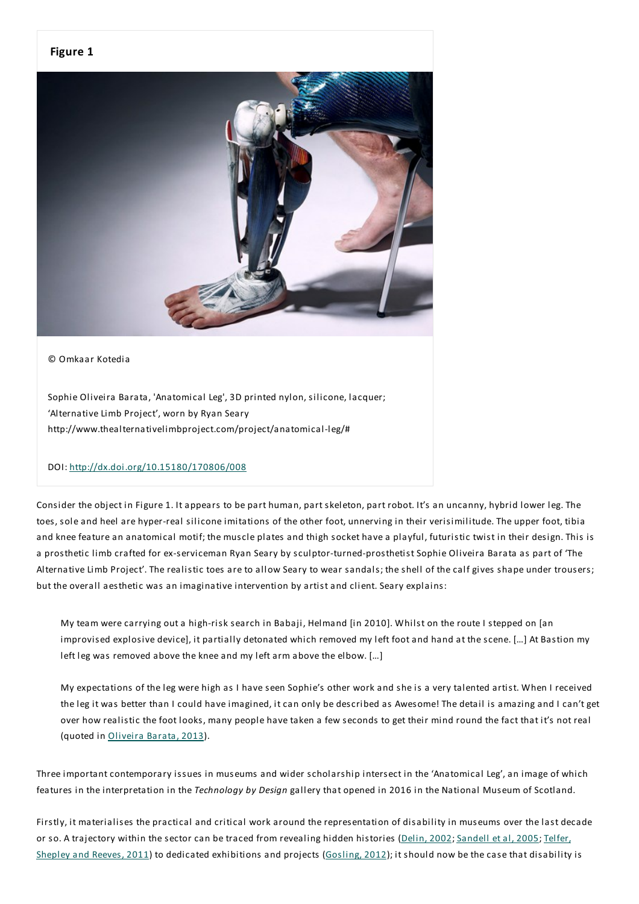**Figure 1**

© Omkaar Kotedia

Sophie Oliveira Barata, 'Anatomical Leg', 3D printed nylon, silicone, lacquer; 'Alternative Limb Project', worn by Ryan Seary
http://www.thealternativelimbproject.com/project/anatomical-leg/#

DOI: http://dx.doi.org/10.15180/170806/008

Consider the object in Figure 1. It appears to be part human, part skeleton, part robot. It's an uncanny, hybrid lower leg. The toes, sole and heel are hyper-real silicone imitations of the other foot, unnerving in their verisimilitude. The upper foot, tibia and knee feature an anatomical motif; the muscle plates and thigh socket have a playful, futuristic twist in their design. This is a prosthetic limb crafted for ex-serviceman Ryan Seary by sculptor-turned-prosthetist Sophie Oliveira Barata as part of 'The Alternative Limb Project'. The realistic toes are to allow Seary to wear sandals; the shell of the calf gives shape under trousers; but the overall aesthetic was an imaginative intervention by artist and client. Seary explains:

> My team were carrying out a high-risk search in Babaji, Helmand [in 2010]. Whilst on the route I stepped on [an improvised explosive device], it partially detonated which removed my left foot and hand at the scene. […] At Bastion my left leg was removed above the knee and my left arm above the elbow. […]
>
> My expectations of the leg were high as I have seen Sophie's other work and she is a very talented artist. When I received the leg it was better than I could have imagined, it can only be described as Awesome! The detail is amazing and I can't get over how realistic the foot looks, many people have taken a few seconds to get their mind round the fact that it's not real (quoted in Oliveira Barata, 2013).

Three important contemporary issues in museums and wider scholarship intersect in the 'Anatomical Leg', an image of which features in the interpretation in the *Technology by Design* gallery that opened in 2016 in the National Museum of Scotland.

Firstly, it materialises the practical and critical work around the representation of disability in museums over the last decade or so. A trajectory within the sector can be traced from revealing hidden histories (Delin, 2002; Sandell et al, 2005; Telfer, Shepley and Reeves, 2011) to dedicated exhibitions and projects (Gosling, 2012); it should now be the case that disability is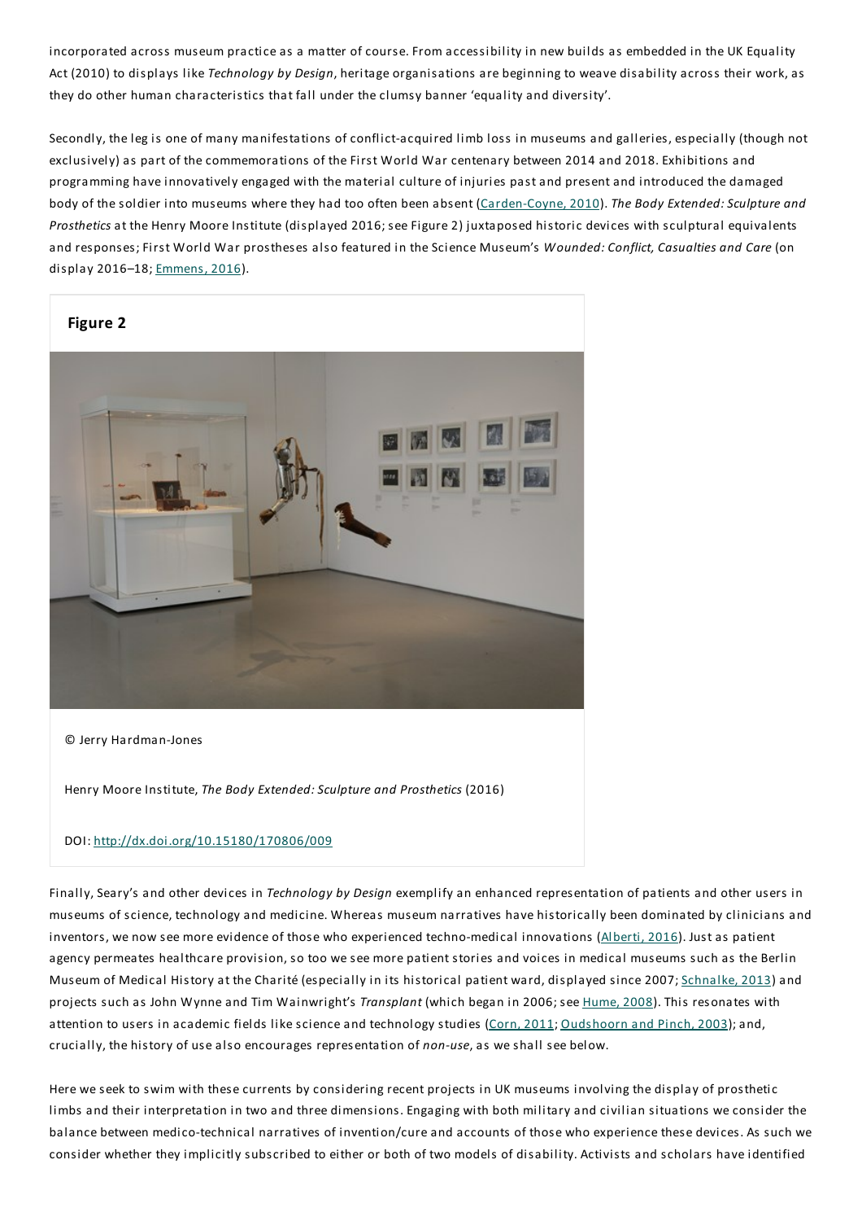incorporated across museum practice as a matter of course. From accessibility in new builds as embedded in the UK Equality Act (2010) to displays like *Technology by Design*, heritage organisations are beginning to weave disability across their work, as they do other human characteristics that fall under the clumsy banner 'equality and diversity'.

Secondly, the leg is one of many manifestations of conflict-acquired limb loss in museums and galleries, especially (though not exclusively) as part of the commemorations of the First World War centenary between 2014 and 2018. Exhibitions and programming have innovatively engaged with the material culture of injuries past and present and introduced the damaged body of the soldier into museums where they had too often been absent (Carden-Coyne, 2010). *The Body Extended: Sculpture and Prosthetics* at the Henry Moore Institute (displayed 2016; see Figure 2) juxtaposed historic devices with sculptural equivalents and responses; First World War prostheses also featured in the Science Museum's *Wounded: Conflict, Casualties and Care* (on display 2016–18; Emmens, 2016).

**Figure 2**

© Jerry Hardman-Jones

Henry Moore Institute, *The Body Extended: Sculpture and Prosthetics* (2016)

DOI: http://dx.doi.org/10.15180/170806/009

Finally, Seary's and other devices in *Technology by Design* exemplify an enhanced representation of patients and other users in museums of science, technology and medicine. Whereas museum narratives have historically been dominated by clinicians and inventors, we now see more evidence of those who experienced techno-medical innovations (Alberti, 2016). Just as patient agency permeates healthcare provision, so too we see more patient stories and voices in medical museums such as the Berlin Museum of Medical History at the Charité (especially in its historical patient ward, displayed since 2007; Schnalke, 2013) and projects such as John Wynne and Tim Wainwright's *Transplant* (which began in 2006; see Hume, 2008). This resonates with attention to users in academic fields like science and technology studies (Corn, 2011; Oudshoorn and Pinch, 2003); and, crucially, the history of use also encourages representation of *non-use*, as we shall see below.

Here we seek to swim with these currents by considering recent projects in UK museums involving the display of prosthetic limbs and their interpretation in two and three dimensions. Engaging with both military and civilian situations we consider the balance between medico-technical narratives of invention/cure and accounts of those who experience these devices. As such we consider whether they implicitly subscribed to either or both of two models of disability. Activists and scholars have identified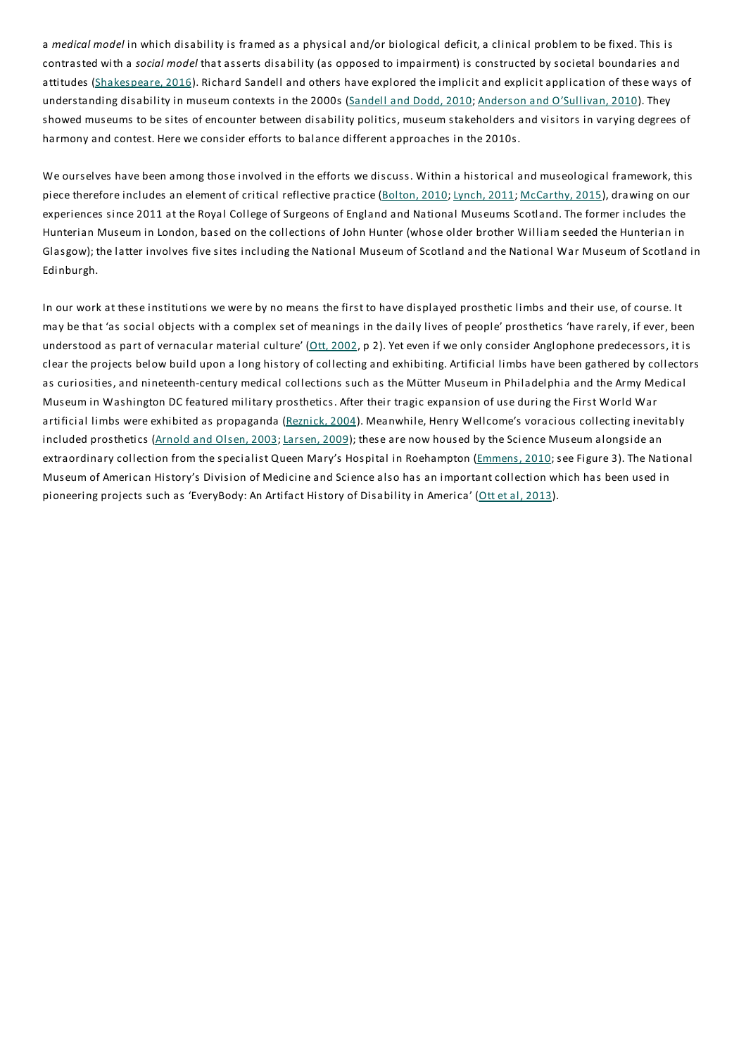a *medical model* in which disability is framed as a physical and/or biological deficit, a clinical problem to be fixed. This is contrasted with a *social model* that asserts disability (as opposed to impairment) is constructed by societal boundaries and attitudes (Shakespeare, 2016). Richard Sandell and others have explored the implicit and explicit application of these ways of understanding disability in museum contexts in the 2000s (Sandell and Dodd, 2010; Anderson and O'Sullivan, 2010). They showed museums to be sites of encounter between disability politics, museum stakeholders and visitors in varying degrees of harmony and contest. Here we consider efforts to balance different approaches in the 2010s.

We ourselves have been among those involved in the efforts we discuss. Within a historical and museological framework, this piece therefore includes an element of critical reflective practice (Bolton, 2010; Lynch, 2011; McCarthy, 2015), drawing on our experiences since 2011 at the Royal College of Surgeons of England and National Museums Scotland. The former includes the Hunterian Museum in London, based on the collections of John Hunter (whose older brother William seeded the Hunterian in Glasgow); the latter involves five sites including the National Museum of Scotland and the National War Museum of Scotland in Edinburgh.

In our work at these institutions we were by no means the first to have displayed prosthetic limbs and their use, of course. It may be that 'as social objects with a complex set of meanings in the daily lives of people' prosthetics 'have rarely, if ever, been understood as part of vernacular material culture' (Ott, 2002, p 2). Yet even if we only consider Anglophone predecessors, it is clear the projects below build upon a long history of collecting and exhibiting. Artificial limbs have been gathered by collectors as curiosities, and nineteenth-century medical collections such as the Mütter Museum in Philadelphia and the Army Medical Museum in Washington DC featured military prosthetics. After their tragic expansion of use during the First World War artificial limbs were exhibited as propaganda (Reznick, 2004). Meanwhile, Henry Wellcome's voracious collecting inevitably included prosthetics (Arnold and Olsen, 2003; Larsen, 2009); these are now housed by the Science Museum alongside an extraordinary collection from the specialist Queen Mary's Hospital in Roehampton (Emmens, 2010; see Figure 3). The National Museum of American History's Division of Medicine and Science also has an important collection which has been used in pioneering projects such as 'EveryBody: An Artifact History of Disability in America' (Ott et al, 2013).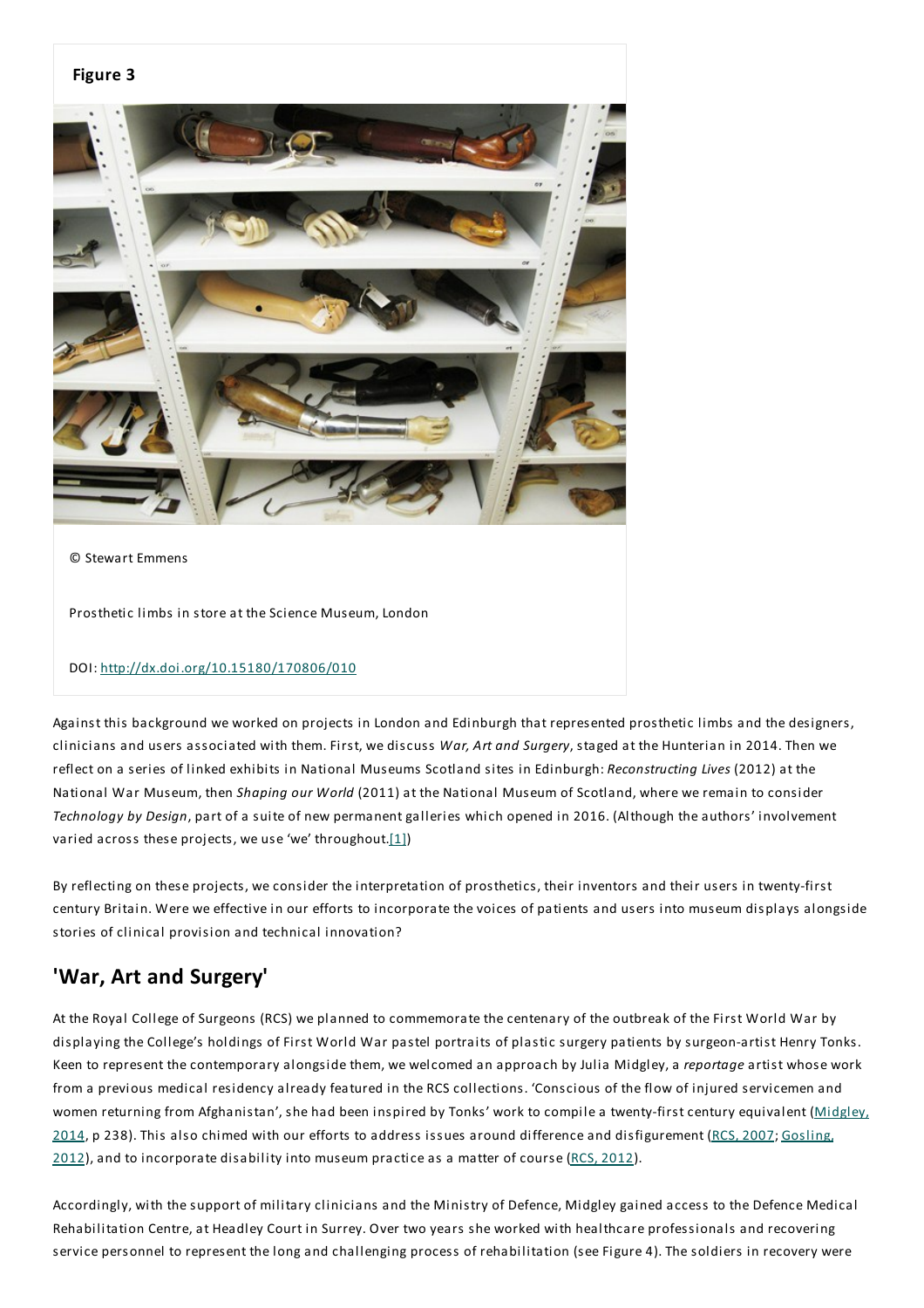**Figure 3**

© Stewart Emmens

Prosthetic limbs in store at the Science Museum, London

DOI: http://dx.doi.org/10.15180/170806/010

Against this background we worked on projects in London and Edinburgh that represented prosthetic limbs and the designers, clinicians and users associated with them. First, we discuss *War, Art and Surgery*, staged at the Hunterian in 2014. Then we reflect on a series of linked exhibits in National Museums Scotland sites in Edinburgh: *Reconstructing Lives* (2012) at the National War Museum, then *Shaping our World* (2011) at the National Museum of Scotland, where we remain to consider *Technology by Design*, part of a suite of new permanent galleries which opened in 2016. (Although the authors' involvement varied across these projects, we use 'we' throughout.[1])

By reflecting on these projects, we consider the interpretation of prosthetics, their inventors and their users in twenty-first century Britain. Were we effective in our efforts to incorporate the voices of patients and users into museum displays alongside stories of clinical provision and technical innovation?

## 'War, Art and Surgery'

At the Royal College of Surgeons (RCS) we planned to commemorate the centenary of the outbreak of the First World War by displaying the College's holdings of First World War pastel portraits of plastic surgery patients by surgeon-artist Henry Tonks. Keen to represent the contemporary alongside them, we welcomed an approach by Julia Midgley, a *reportage* artist whose work from a previous medical residency already featured in the RCS collections. 'Conscious of the flow of injured servicemen and women returning from Afghanistan', she had been inspired by Tonks' work to compile a twenty-first century equivalent (Midgley, 2014, p 238). This also chimed with our efforts to address issues around difference and disfigurement (RCS, 2007; Gosling, 2012), and to incorporate disability into museum practice as a matter of course (RCS, 2012).

Accordingly, with the support of military clinicians and the Ministry of Defence, Midgley gained access to the Defence Medical Rehabilitation Centre, at Headley Court in Surrey. Over two years she worked with healthcare professionals and recovering service personnel to represent the long and challenging process of rehabilitation (see Figure 4). The soldiers in recovery were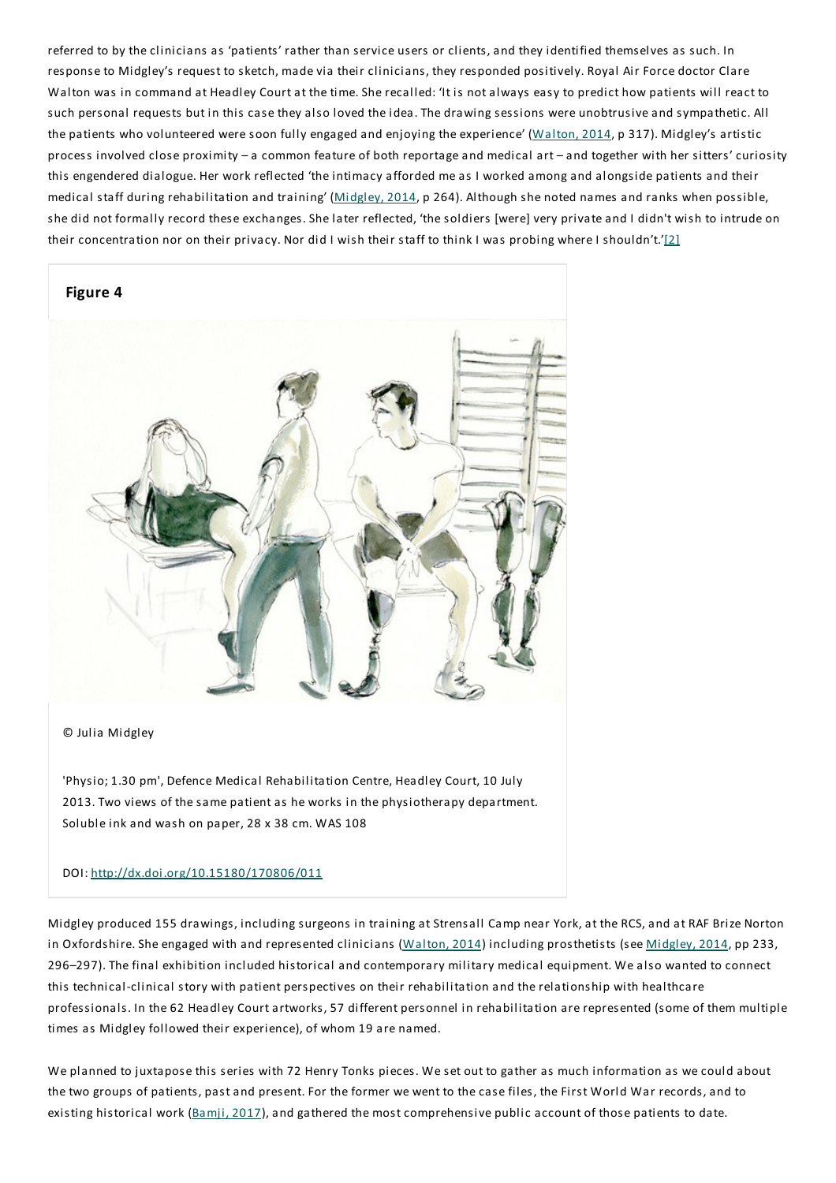referred to by the clinicians as 'patients' rather than service users or clients, and they identified themselves as such. In response to Midgley's request to sketch, made via their clinicians, they responded positively. Royal Air Force doctor Clare Walton was in command at Headley Court at the time. She recalled: 'It is not always easy to predict how patients will react to such personal requests but in this case they also loved the idea. The drawing sessions were unobtrusive and sympathetic. All the patients who volunteered were soon fully engaged and enjoying the experience' (Walton, 2014, p 317). Midgley's artistic process involved close proximity – a common feature of both reportage and medical art – and together with her sitters' curiosity this engendered dialogue. Her work reflected 'the intimacy afforded me as I worked among and alongside patients and their medical staff during rehabilitation and training' (Midgley, 2014, p 264). Although she noted names and ranks when possible, she did not formally record these exchanges. She later reflected, 'the soldiers [were] very private and I didn't wish to intrude on their concentration nor on their privacy. Nor did I wish their staff to think I was probing where I shouldn't.'[2]

**Figure 4**

© Julia Midgley

'Physio; 1.30 pm', Defence Medical Rehabilitation Centre, Headley Court, 10 July 2013. Two views of the same patient as he works in the physiotherapy department. Soluble ink and wash on paper, 28 x 38 cm. WAS 108

DOI: http://dx.doi.org/10.15180/170806/011

Midgley produced 155 drawings, including surgeons in training at Strensall Camp near York, at the RCS, and at RAF Brize Norton in Oxfordshire. She engaged with and represented clinicians (Walton, 2014) including prosthetists (see Midgley, 2014, pp 233, 296–297). The final exhibition included historical and contemporary military medical equipment. We also wanted to connect this technical-clinical story with patient perspectives on their rehabilitation and the relationship with healthcare professionals. In the 62 Headley Court artworks, 57 different personnel in rehabilitation are represented (some of them multiple times as Midgley followed their experience), of whom 19 are named.

We planned to juxtapose this series with 72 Henry Tonks pieces. We set out to gather as much information as we could about the two groups of patients, past and present. For the former we went to the case files, the First World War records, and to existing historical work (Bamji, 2017), and gathered the most comprehensive public account of those patients to date.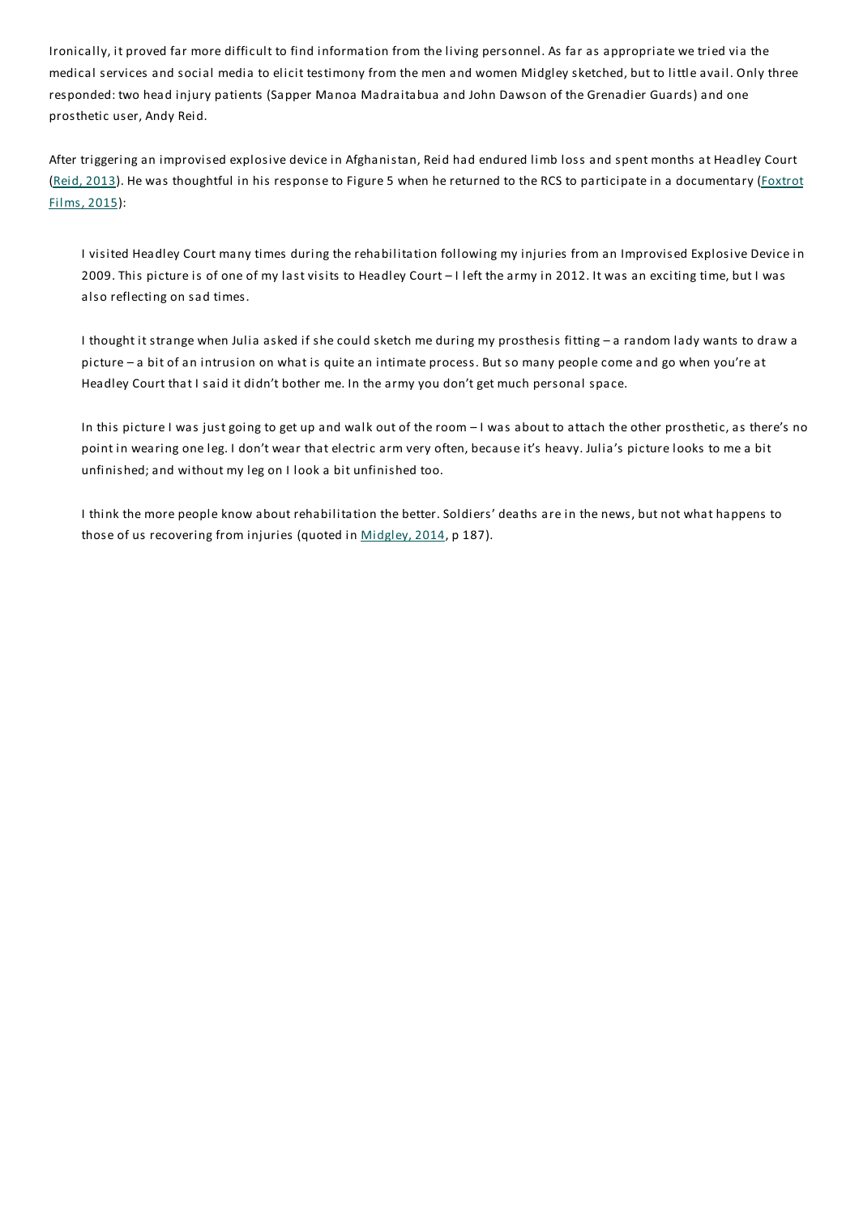Ironically, it proved far more difficult to find information from the living personnel. As far as appropriate we tried via the medical services and social media to elicit testimony from the men and women Midgley sketched, but to little avail. Only three responded: two head injury patients (Sapper Manoa Madraitabua and John Dawson of the Grenadier Guards) and one prosthetic user, Andy Reid.

After triggering an improvised explosive device in Afghanistan, Reid had endured limb loss and spent months at Headley Court (Reid, 2013). He was thoughtful in his response to Figure 5 when he returned to the RCS to participate in a documentary (Foxtrot Films, 2015):

> I visited Headley Court many times during the rehabilitation following my injuries from an Improvised Explosive Device in 2009. This picture is of one of my last visits to Headley Court – I left the army in 2012. It was an exciting time, but I was also reflecting on sad times.
>
> I thought it strange when Julia asked if she could sketch me during my prosthesis fitting – a random lady wants to draw a picture – a bit of an intrusion on what is quite an intimate process. But so many people come and go when you're at Headley Court that I said it didn't bother me. In the army you don't get much personal space.
>
> In this picture I was just going to get up and walk out of the room – I was about to attach the other prosthetic, as there's no point in wearing one leg. I don't wear that electric arm very often, because it's heavy. Julia's picture looks to me a bit unfinished; and without my leg on I look a bit unfinished too.
>
> I think the more people know about rehabilitation the better. Soldiers' deaths are in the news, but not what happens to those of us recovering from injuries (quoted in Midgley, 2014, p 187).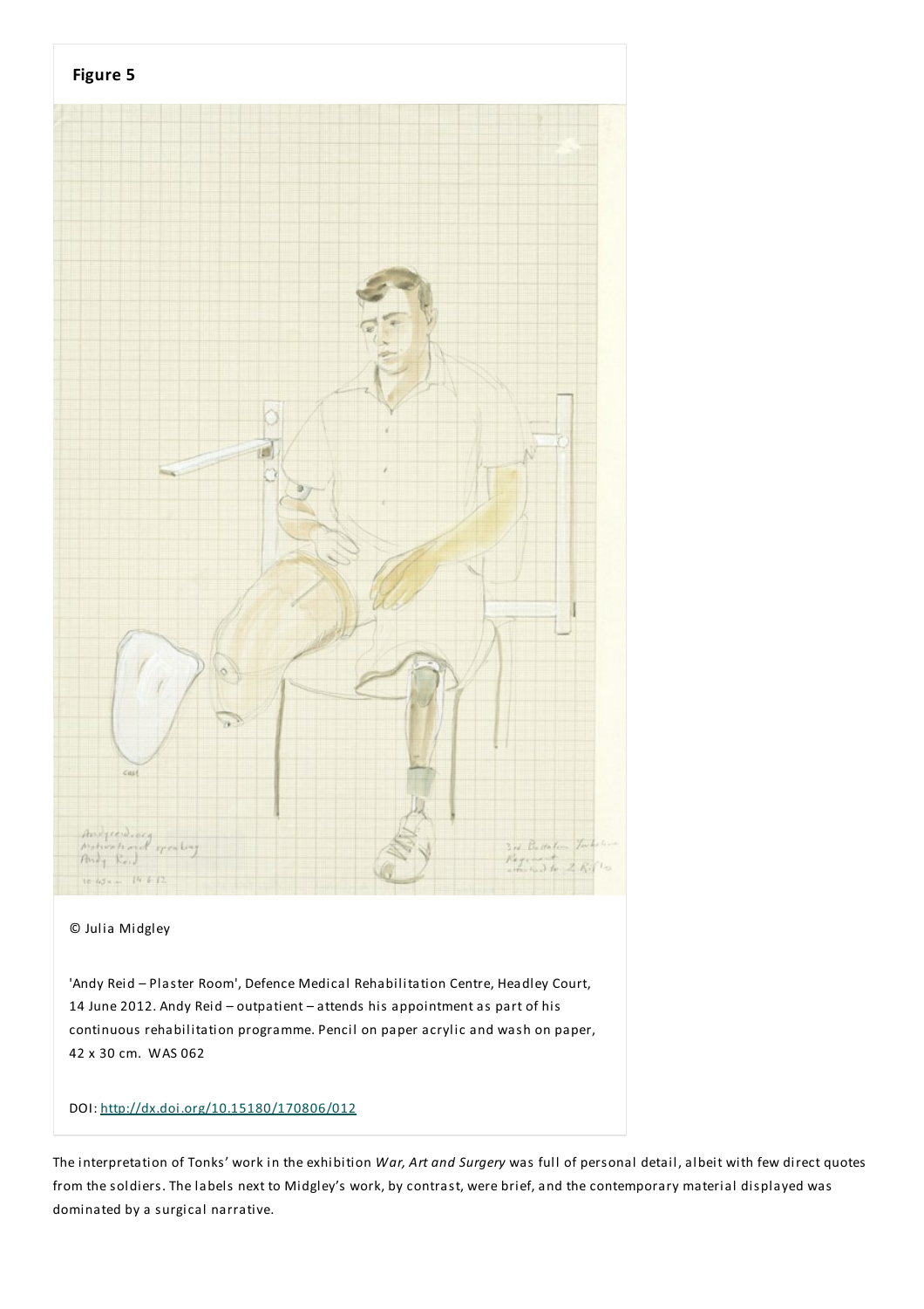**Figure 5**

© Julia Midgley

'Andy Reid – Plaster Room', Defence Medical Rehabilitation Centre, Headley Court, 14 June 2012. Andy Reid – outpatient – attends his appointment as part of his continuous rehabilitation programme. Pencil on paper acrylic and wash on paper, 42 x 30 cm. WAS 062

DOI: http://dx.doi.org/10.15180/170806/012

The interpretation of Tonks' work in the exhibition *War, Art and Surgery* was full of personal detail, albeit with few direct quotes from the soldiers. The labels next to Midgley's work, by contrast, were brief, and the contemporary material displayed was dominated by a surgical narrative.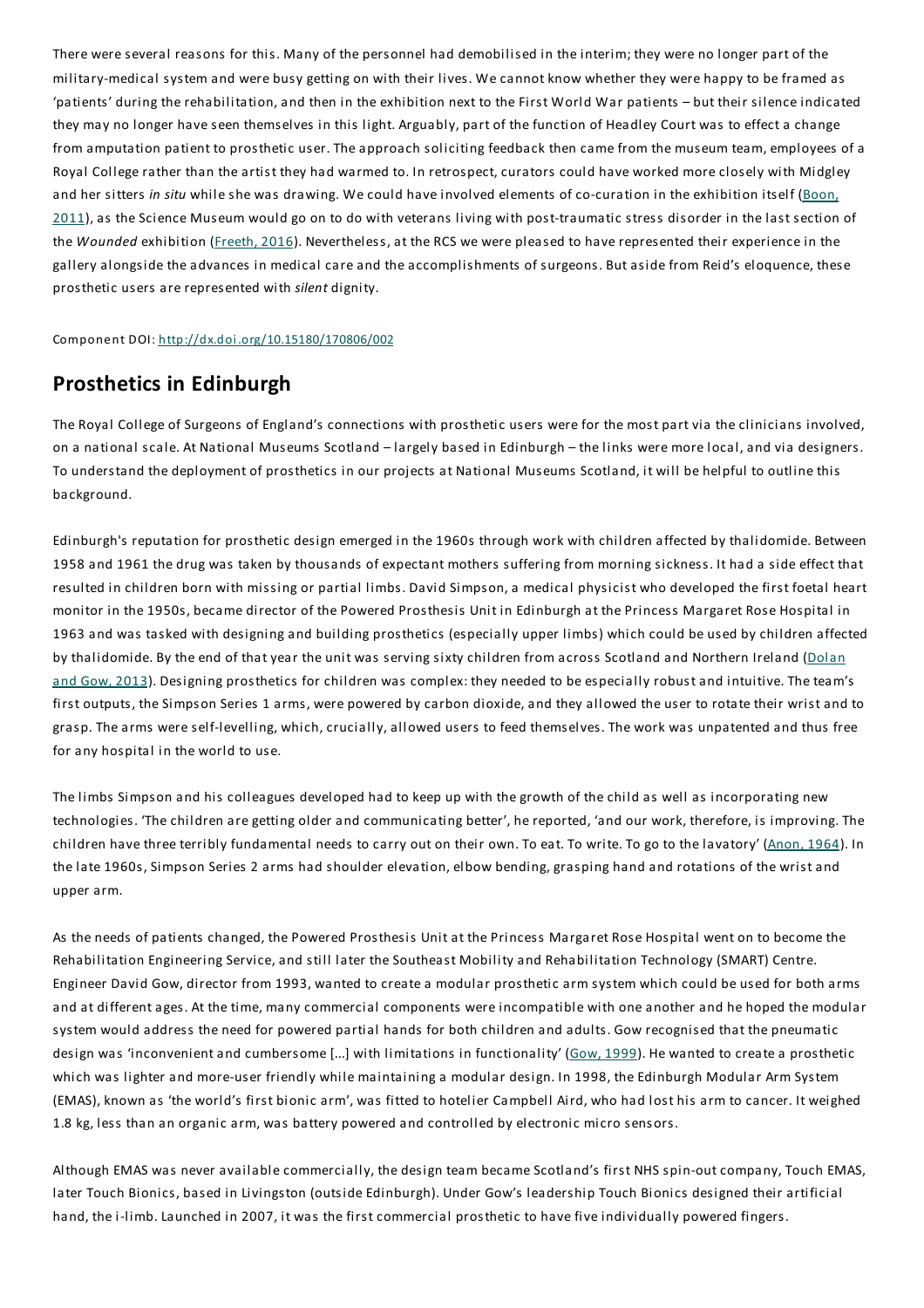There were several reasons for this. Many of the personnel had demobilised in the interim; they were no longer part of the military-medical system and were busy getting on with their lives. We cannot know whether they were happy to be framed as 'patients' during the rehabilitation, and then in the exhibition next to the First World War patients – but their silence indicated they may no longer have seen themselves in this light. Arguably, part of the function of Headley Court was to effect a change from amputation patient to prosthetic user. The approach soliciting feedback then came from the museum team, employees of a Royal College rather than the artist they had warmed to. In retrospect, curators could have worked more closely with Midgley and her sitters *in situ* while she was drawing. We could have involved elements of co-curation in the exhibition itself (Boon, 2011), as the Science Museum would go on to do with veterans living with post-traumatic stress disorder in the last section of the *Wounded* exhibition (Freeth, 2016). Nevertheless, at the RCS we were pleased to have represented their experience in the gallery alongside the advances in medical care and the accomplishments of surgeons. But aside from Reid's eloquence, these prosthetic users are represented with *silent* dignity.

Component DOI: http://dx.doi.org/10.15180/170806/002

## Prosthetics in Edinburgh

The Royal College of Surgeons of England's connections with prosthetic users were for the most part via the clinicians involved, on a national scale. At National Museums Scotland – largely based in Edinburgh – the links were more local, and via designers. To understand the deployment of prosthetics in our projects at National Museums Scotland, it will be helpful to outline this background.

Edinburgh's reputation for prosthetic design emerged in the 1960s through work with children affected by thalidomide. Between 1958 and 1961 the drug was taken by thousands of expectant mothers suffering from morning sickness. It had a side effect that resulted in children born with missing or partial limbs. David Simpson, a medical physicist who developed the first foetal heart monitor in the 1950s, became director of the Powered Prosthesis Unit in Edinburgh at the Princess Margaret Rose Hospital in 1963 and was tasked with designing and building prosthetics (especially upper limbs) which could be used by children affected by thalidomide. By the end of that year the unit was serving sixty children from across Scotland and Northern Ireland (Dolan and Gow, 2013). Designing prosthetics for children was complex: they needed to be especially robust and intuitive. The team's first outputs, the Simpson Series 1 arms, were powered by carbon dioxide, and they allowed the user to rotate their wrist and to grasp. The arms were self-levelling, which, crucially, allowed users to feed themselves. The work was unpatented and thus free for any hospital in the world to use.

The limbs Simpson and his colleagues developed had to keep up with the growth of the child as well as incorporating new technologies. 'The children are getting older and communicating better', he reported, 'and our work, therefore, is improving. The children have three terribly fundamental needs to carry out on their own. To eat. To write. To go to the lavatory' (Anon, 1964). In the late 1960s, Simpson Series 2 arms had shoulder elevation, elbow bending, grasping hand and rotations of the wrist and upper arm.

As the needs of patients changed, the Powered Prosthesis Unit at the Princess Margaret Rose Hospital went on to become the Rehabilitation Engineering Service, and still later the Southeast Mobility and Rehabilitation Technology (SMART) Centre. Engineer David Gow, director from 1993, wanted to create a modular prosthetic arm system which could be used for both arms and at different ages. At the time, many commercial components were incompatible with one another and he hoped the modular system would address the need for powered partial hands for both children and adults. Gow recognised that the pneumatic design was 'inconvenient and cumbersome [...] with limitations in functionality' (Gow, 1999). He wanted to create a prosthetic which was lighter and more-user friendly while maintaining a modular design. In 1998, the Edinburgh Modular Arm System (EMAS), known as 'the world's first bionic arm', was fitted to hotelier Campbell Aird, who had lost his arm to cancer. It weighed 1.8 kg, less than an organic arm, was battery powered and controlled by electronic micro sensors.

Although EMAS was never available commercially, the design team became Scotland's first NHS spin-out company, Touch EMAS, later Touch Bionics, based in Livingston (outside Edinburgh). Under Gow's leadership Touch Bionics designed their artificial hand, the i-limb. Launched in 2007, it was the first commercial prosthetic to have five individually powered fingers.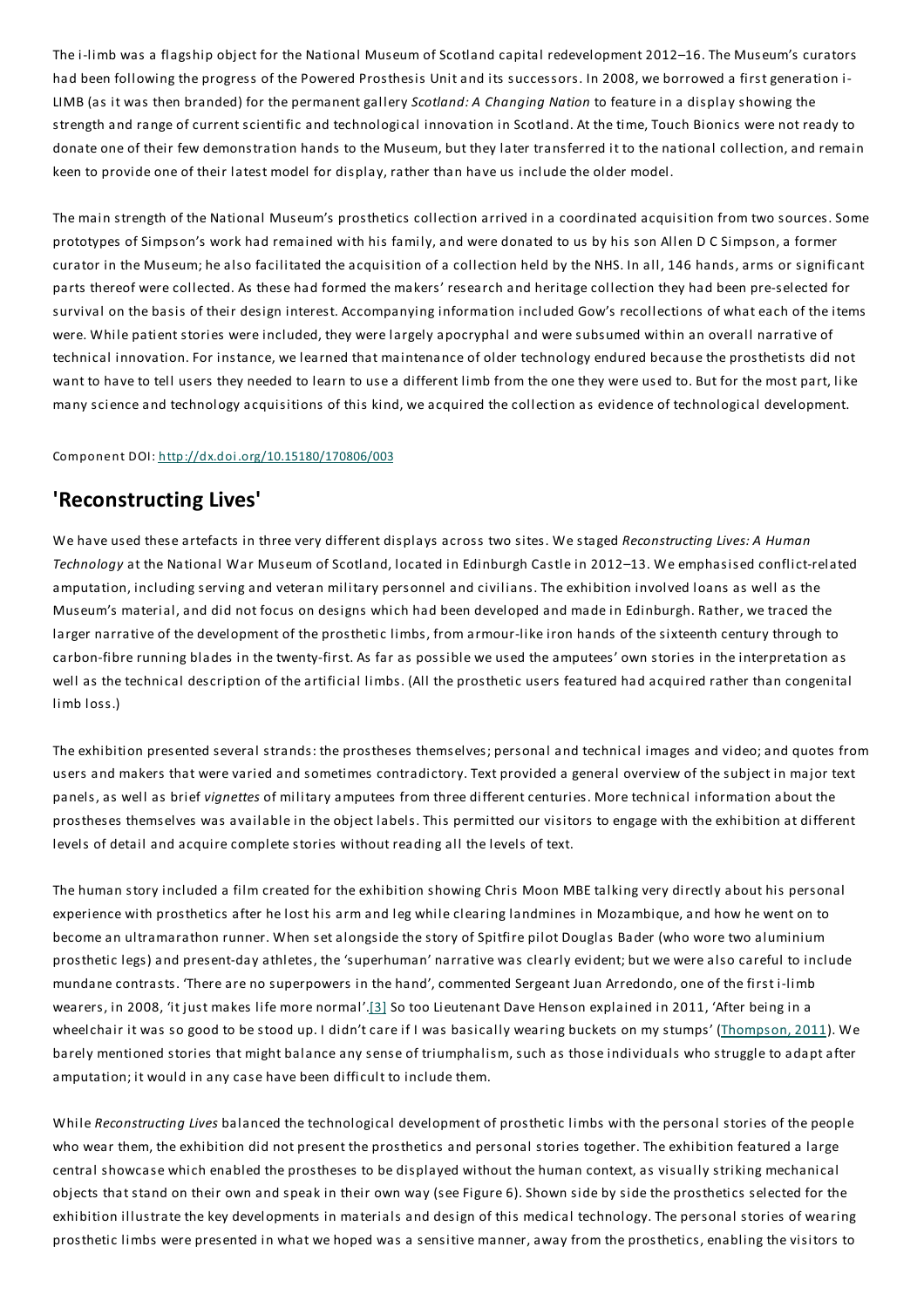The i-limb was a flagship object for the National Museum of Scotland capital redevelopment 2012–16. The Museum's curators had been following the progress of the Powered Prosthesis Unit and its successors. In 2008, we borrowed a first generation i-LIMB (as it was then branded) for the permanent gallery *Scotland: A Changing Nation* to feature in a display showing the strength and range of current scientific and technological innovation in Scotland. At the time, Touch Bionics were not ready to donate one of their few demonstration hands to the Museum, but they later transferred it to the national collection, and remain keen to provide one of their latest model for display, rather than have us include the older model.

The main strength of the National Museum's prosthetics collection arrived in a coordinated acquisition from two sources. Some prototypes of Simpson's work had remained with his family, and were donated to us by his son Allen D C Simpson, a former curator in the Museum; he also facilitated the acquisition of a collection held by the NHS. In all, 146 hands, arms or significant parts thereof were collected. As these had formed the makers' research and heritage collection they had been pre-selected for survival on the basis of their design interest. Accompanying information included Gow's recollections of what each of the items were. While patient stories were included, they were largely apocryphal and were subsumed within an overall narrative of technical innovation. For instance, we learned that maintenance of older technology endured because the prosthetists did not want to have to tell users they needed to learn to use a different limb from the one they were used to. But for the most part, like many science and technology acquisitions of this kind, we acquired the collection as evidence of technological development.

Component DOI: http://dx.doi.org/10.15180/170806/003

## 'Reconstructing Lives'

We have used these artefacts in three very different displays across two sites. We staged *Reconstructing Lives: A Human Technology* at the National War Museum of Scotland, located in Edinburgh Castle in 2012–13. We emphasised conflict-related amputation, including serving and veteran military personnel and civilians. The exhibition involved loans as well as the Museum's material, and did not focus on designs which had been developed and made in Edinburgh. Rather, we traced the larger narrative of the development of the prosthetic limbs, from armour-like iron hands of the sixteenth century through to carbon-fibre running blades in the twenty-first. As far as possible we used the amputees' own stories in the interpretation as well as the technical description of the artificial limbs. (All the prosthetic users featured had acquired rather than congenital limb loss.)

The exhibition presented several strands: the prostheses themselves; personal and technical images and video; and quotes from users and makers that were varied and sometimes contradictory. Text provided a general overview of the subject in major text panels, as well as brief *vignettes* of military amputees from three different centuries. More technical information about the prostheses themselves was available in the object labels. This permitted our visitors to engage with the exhibition at different levels of detail and acquire complete stories without reading all the levels of text.

The human story included a film created for the exhibition showing Chris Moon MBE talking very directly about his personal experience with prosthetics after he lost his arm and leg while clearing landmines in Mozambique, and how he went on to become an ultramarathon runner. When set alongside the story of Spitfire pilot Douglas Bader (who wore two aluminium prosthetic legs) and present-day athletes, the 'superhuman' narrative was clearly evident; but we were also careful to include mundane contrasts. 'There are no superpowers in the hand', commented Sergeant Juan Arredondo, one of the first i-limb wearers, in 2008, 'it just makes life more normal'.[3] So too Lieutenant Dave Henson explained in 2011, 'After being in a wheelchair it was so good to be stood up. I didn't care if I was basically wearing buckets on my stumps' (Thompson, 2011). We barely mentioned stories that might balance any sense of triumphalism, such as those individuals who struggle to adapt after amputation; it would in any case have been difficult to include them.

While *Reconstructing Lives* balanced the technological development of prosthetic limbs with the personal stories of the people who wear them, the exhibition did not present the prosthetics and personal stories together. The exhibition featured a large central showcase which enabled the prostheses to be displayed without the human context, as visually striking mechanical objects that stand on their own and speak in their own way (see Figure 6). Shown side by side the prosthetics selected for the exhibition illustrate the key developments in materials and design of this medical technology. The personal stories of wearing prosthetic limbs were presented in what we hoped was a sensitive manner, away from the prosthetics, enabling the visitors to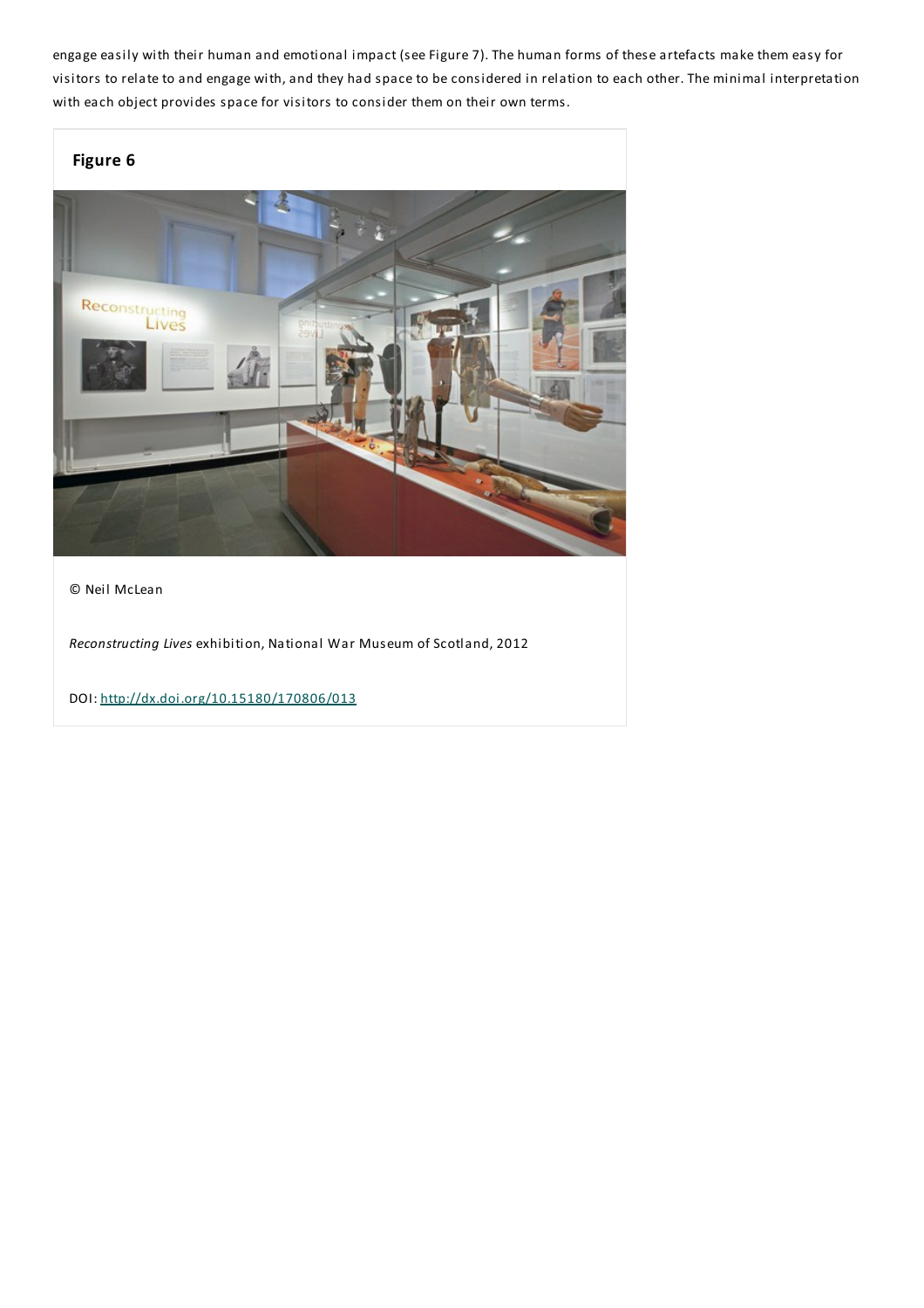engage easily with their human and emotional impact (see Figure 7). The human forms of these artefacts make them easy for visitors to relate to and engage with, and they had space to be considered in relation to each other. The minimal interpretation with each object provides space for visitors to consider them on their own terms.

**Figure 6**

© Neil McLean

*Reconstructing Lives* exhibition, National War Museum of Scotland, 2012

DOI: http://dx.doi.org/10.15180/170806/013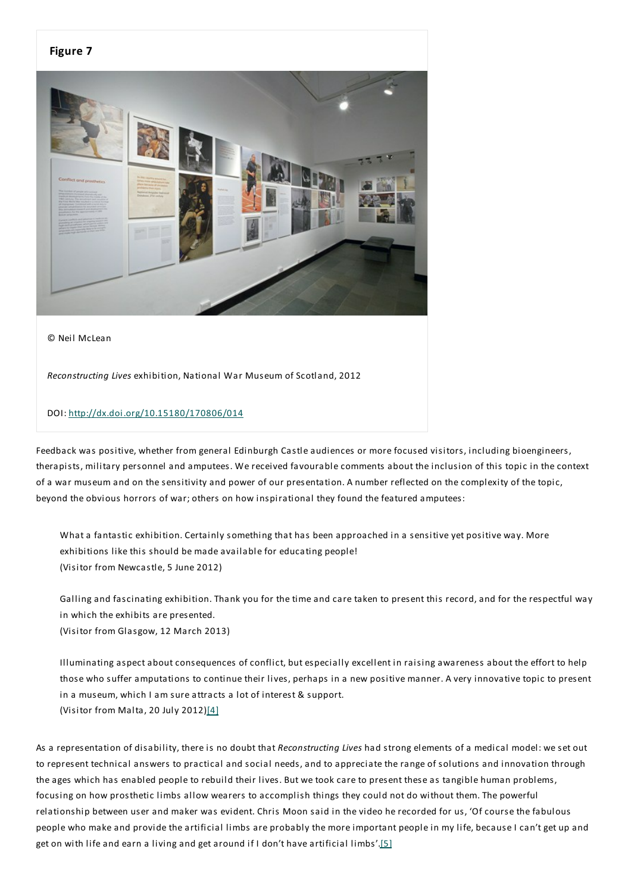**Figure 7**

© Neil McLean

*Reconstructing Lives* exhibition, National War Museum of Scotland, 2012

DOI: http://dx.doi.org/10.15180/170806/014

Feedback was positive, whether from general Edinburgh Castle audiences or more focused visitors, including bioengineers, therapists, military personnel and amputees. We received favourable comments about the inclusion of this topic in the context of a war museum and on the sensitivity and power of our presentation. A number reflected on the complexity of the topic, beyond the obvious horrors of war; others on how inspirational they found the featured amputees:

> What a fantastic exhibition. Certainly something that has been approached in a sensitive yet positive way. More exhibitions like this should be made available for educating people!
> (Visitor from Newcastle, 5 June 2012)

> Galling and fascinating exhibition. Thank you for the time and care taken to present this record, and for the respectful way in which the exhibits are presented.
> (Visitor from Glasgow, 12 March 2013)

> Illuminating aspect about consequences of conflict, but especially excellent in raising awareness about the effort to help those who suffer amputations to continue their lives, perhaps in a new positive manner. A very innovative topic to present in a museum, which I am sure attracts a lot of interest & support.
> (Visitor from Malta, 20 July 2012)[4]

As a representation of disability, there is no doubt that *Reconstructing Lives* had strong elements of a medical model: we set out to represent technical answers to practical and social needs, and to appreciate the range of solutions and innovation through the ages which has enabled people to rebuild their lives. But we took care to present these as tangible human problems, focusing on how prosthetic limbs allow wearers to accomplish things they could not do without them. The powerful relationship between user and maker was evident. Chris Moon said in the video he recorded for us, 'Of course the fabulous people who make and provide the artificial limbs are probably the more important people in my life, because I can't get up and get on with life and earn a living and get around if I don't have artificial limbs'.[5]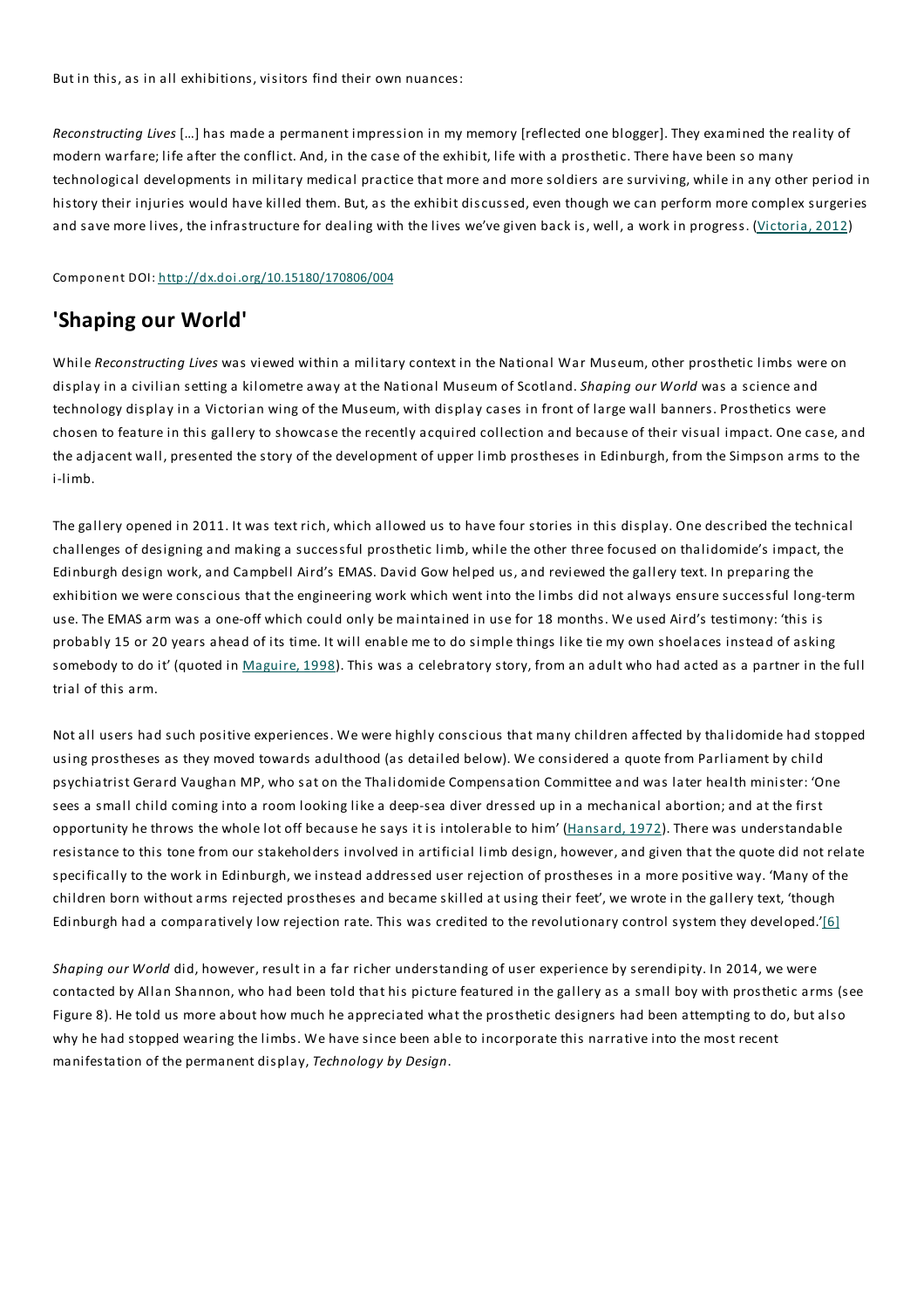But in this, as in all exhibitions, visitors find their own nuances:

*Reconstructing Lives* […] has made a permanent impression in my memory [reflected one blogger]. They examined the reality of modern warfare; life after the conflict. And, in the case of the exhibit, life with a prosthetic. There have been so many technological developments in military medical practice that more and more soldiers are surviving, while in any other period in history their injuries would have killed them. But, as the exhibit discussed, even though we can perform more complex surgeries and save more lives, the infrastructure for dealing with the lives we've given back is, well, a work in progress. (Victoria, 2012)

Component DOI: http://dx.doi.org/10.15180/170806/004

## 'Shaping our World'

While *Reconstructing Lives* was viewed within a military context in the National War Museum, other prosthetic limbs were on display in a civilian setting a kilometre away at the National Museum of Scotland. *Shaping our World* was a science and technology display in a Victorian wing of the Museum, with display cases in front of large wall banners. Prosthetics were chosen to feature in this gallery to showcase the recently acquired collection and because of their visual impact. One case, and the adjacent wall, presented the story of the development of upper limb prostheses in Edinburgh, from the Simpson arms to the i-limb.

The gallery opened in 2011. It was text rich, which allowed us to have four stories in this display. One described the technical challenges of designing and making a successful prosthetic limb, while the other three focused on thalidomide's impact, the Edinburgh design work, and Campbell Aird's EMAS. David Gow helped us, and reviewed the gallery text. In preparing the exhibition we were conscious that the engineering work which went into the limbs did not always ensure successful long-term use. The EMAS arm was a one-off which could only be maintained in use for 18 months. We used Aird's testimony: 'this is probably 15 or 20 years ahead of its time. It will enable me to do simple things like tie my own shoelaces instead of asking somebody to do it' (quoted in Maguire, 1998). This was a celebratory story, from an adult who had acted as a partner in the full trial of this arm.

Not all users had such positive experiences. We were highly conscious that many children affected by thalidomide had stopped using prostheses as they moved towards adulthood (as detailed below). We considered a quote from Parliament by child psychiatrist Gerard Vaughan MP, who sat on the Thalidomide Compensation Committee and was later health minister: 'One sees a small child coming into a room looking like a deep-sea diver dressed up in a mechanical abortion; and at the first opportunity he throws the whole lot off because he says it is intolerable to him' (Hansard, 1972). There was understandable resistance to this tone from our stakeholders involved in artificial limb design, however, and given that the quote did not relate specifically to the work in Edinburgh, we instead addressed user rejection of prostheses in a more positive way. 'Many of the children born without arms rejected prostheses and became skilled at using their feet', we wrote in the gallery text, 'though Edinburgh had a comparatively low rejection rate. This was credited to the revolutionary control system they developed.'[6]

*Shaping our World* did, however, result in a far richer understanding of user experience by serendipity. In 2014, we were contacted by Allan Shannon, who had been told that his picture featured in the gallery as a small boy with prosthetic arms (see Figure 8). He told us more about how much he appreciated what the prosthetic designers had been attempting to do, but also why he had stopped wearing the limbs. We have since been able to incorporate this narrative into the most recent manifestation of the permanent display, *Technology by Design*.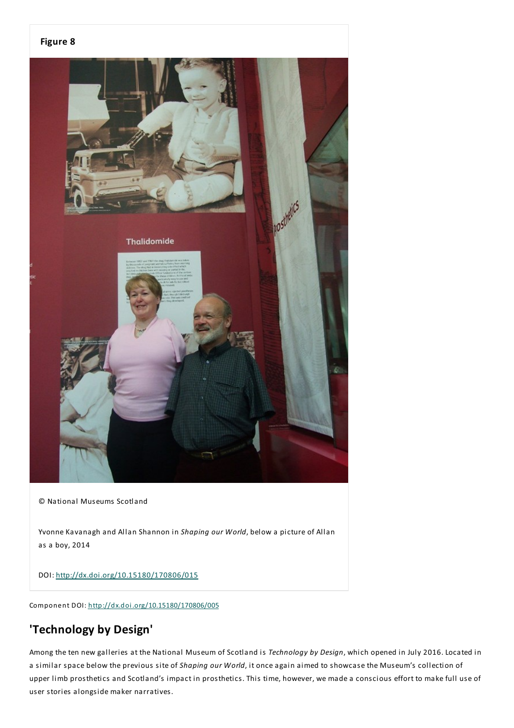**Figure 8**

© National Museums Scotland

Yvonne Kavanagh and Allan Shannon in *Shaping our World*, below a picture of Allan as a boy, 2014

DOI: http://dx.doi.org/10.15180/170806/015

Component DOI: http://dx.doi.org/10.15180/170806/005

## 'Technology by Design'

Among the ten new galleries at the National Museum of Scotland is *Technology by Design*, which opened in July 2016. Located in a similar space below the previous site of *Shaping our World*, it once again aimed to showcase the Museum's collection of upper limb prosthetics and Scotland's impact in prosthetics. This time, however, we made a conscious effort to make full use of user stories alongside maker narratives.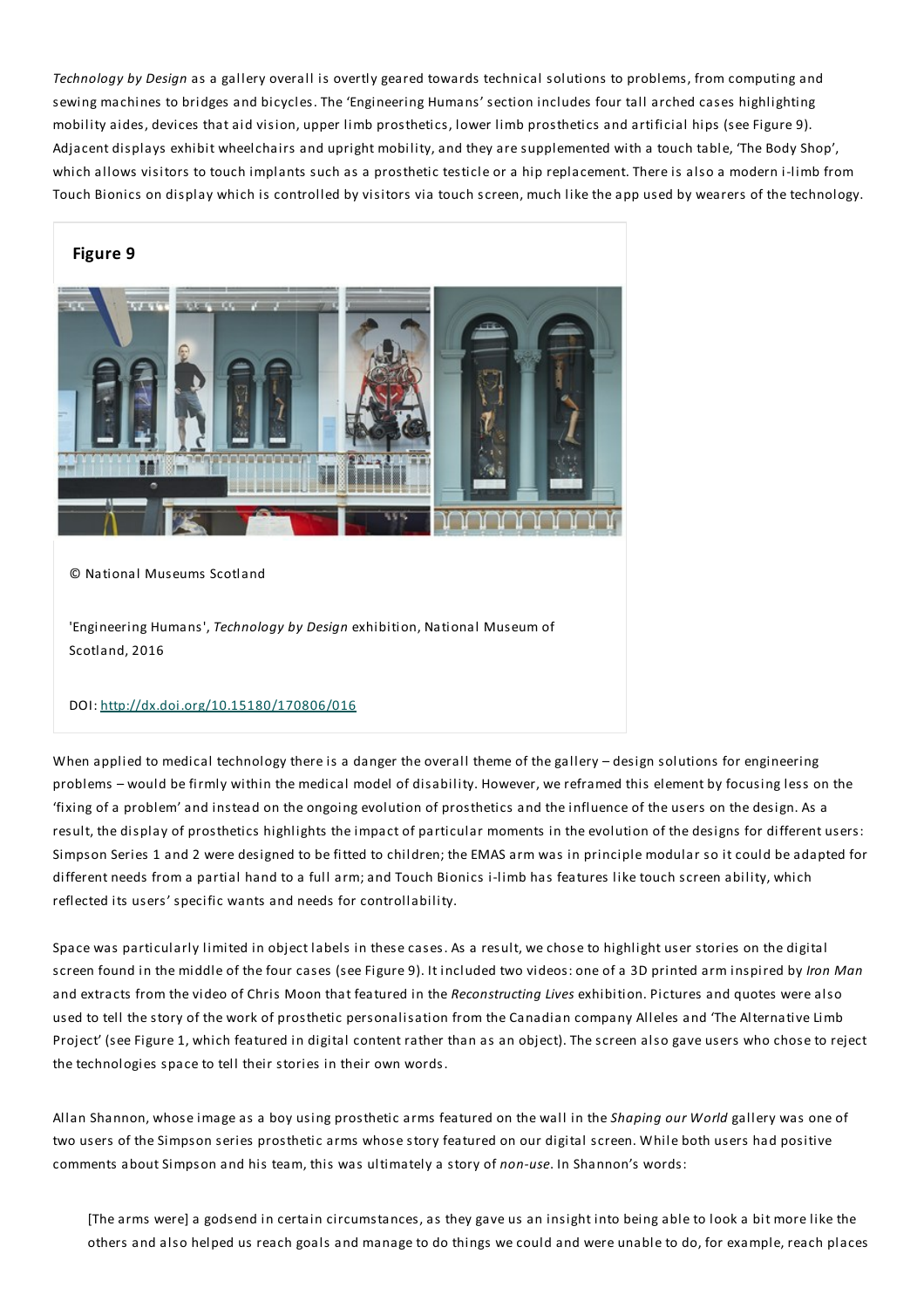*Technology by Design* as a gallery overall is overtly geared towards technical solutions to problems, from computing and sewing machines to bridges and bicycles. The 'Engineering Humans' section includes four tall arched cases highlighting mobility aides, devices that aid vision, upper limb prosthetics, lower limb prosthetics and artificial hips (see Figure 9). Adjacent displays exhibit wheelchairs and upright mobility, and they are supplemented with a touch table, 'The Body Shop', which allows visitors to touch implants such as a prosthetic testicle or a hip replacement. There is also a modern i-limb from Touch Bionics on display which is controlled by visitors via touch screen, much like the app used by wearers of the technology.

**Figure 9**

© National Museums Scotland

'Engineering Humans', *Technology by Design* exhibition, National Museum of Scotland, 2016

DOI: http://dx.doi.org/10.15180/170806/016

When applied to medical technology there is a danger the overall theme of the gallery – design solutions for engineering problems – would be firmly within the medical model of disability. However, we reframed this element by focusing less on the 'fixing of a problem' and instead on the ongoing evolution of prosthetics and the influence of the users on the design. As a result, the display of prosthetics highlights the impact of particular moments in the evolution of the designs for different users: Simpson Series 1 and 2 were designed to be fitted to children; the EMAS arm was in principle modular so it could be adapted for different needs from a partial hand to a full arm; and Touch Bionics i-limb has features like touch screen ability, which reflected its users' specific wants and needs for controllability.

Space was particularly limited in object labels in these cases. As a result, we chose to highlight user stories on the digital screen found in the middle of the four cases (see Figure 9). It included two videos: one of a 3D printed arm inspired by *Iron Man* and extracts from the video of Chris Moon that featured in the *Reconstructing Lives* exhibition. Pictures and quotes were also used to tell the story of the work of prosthetic personalisation from the Canadian company Alleles and 'The Alternative Limb Project' (see Figure 1, which featured in digital content rather than as an object). The screen also gave users who chose to reject the technologies space to tell their stories in their own words.

Allan Shannon, whose image as a boy using prosthetic arms featured on the wall in the *Shaping our World* gallery was one of two users of the Simpson series prosthetic arms whose story featured on our digital screen. While both users had positive comments about Simpson and his team, this was ultimately a story of *non-use*. In Shannon's words:

> [The arms were] a godsend in certain circumstances, as they gave us an insight into being able to look a bit more like the others and also helped us reach goals and manage to do things we could and were unable to do, for example, reach places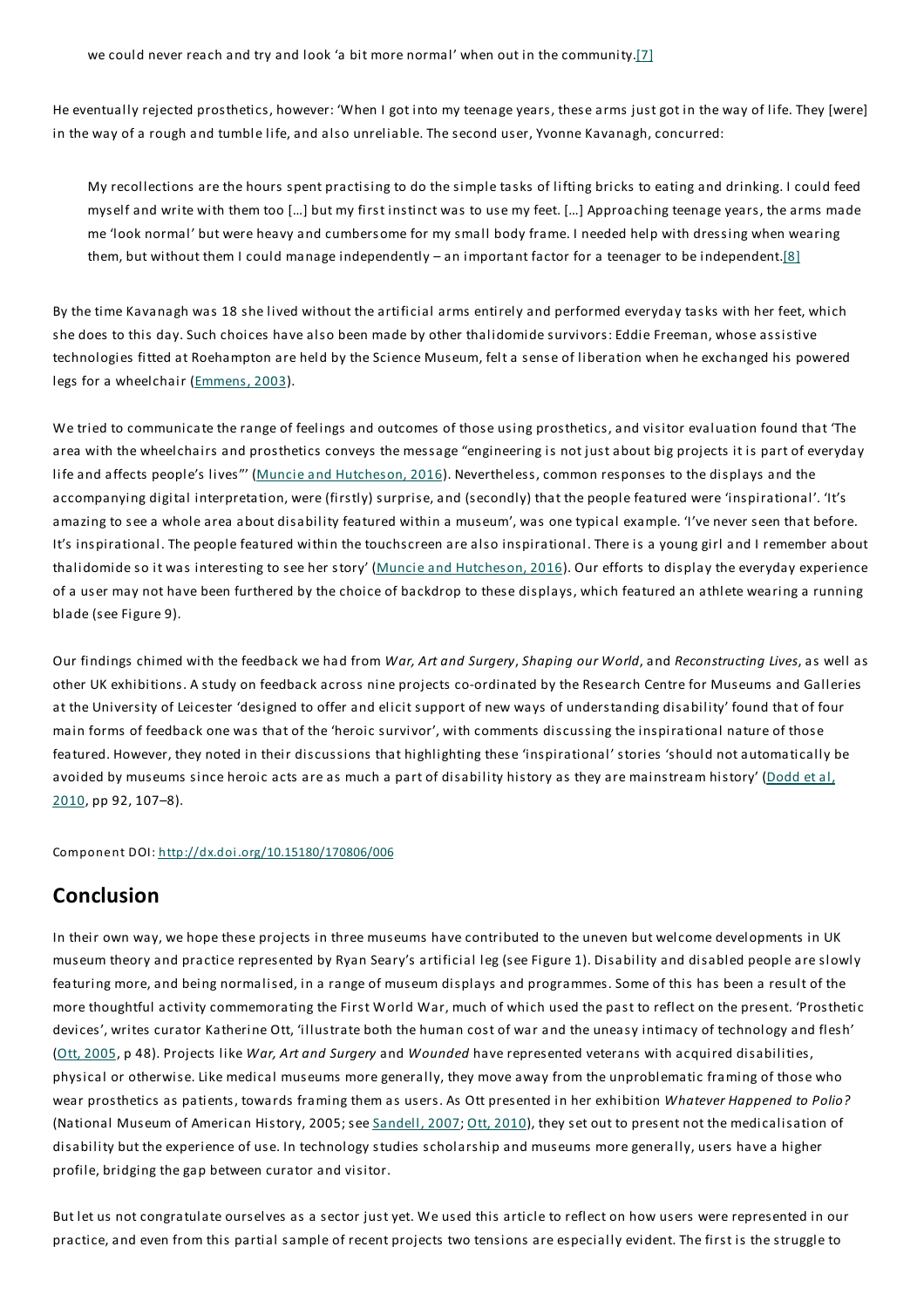> we could never reach and try and look 'a bit more normal' when out in the community.[7]

He eventually rejected prosthetics, however: 'When I got into my teenage years, these arms just got in the way of life. They [were] in the way of a rough and tumble life, and also unreliable. The second user, Yvonne Kavanagh, concurred:

> My recollections are the hours spent practising to do the simple tasks of lifting bricks to eating and drinking. I could feed myself and write with them too […] but my first instinct was to use my feet. […] Approaching teenage years, the arms made me 'look normal' but were heavy and cumbersome for my small body frame. I needed help with dressing when wearing them, but without them I could manage independently – an important factor for a teenager to be independent.[8]

By the time Kavanagh was 18 she lived without the artificial arms entirely and performed everyday tasks with her feet, which she does to this day. Such choices have also been made by other thalidomide survivors: Eddie Freeman, whose assistive technologies fitted at Roehampton are held by the Science Museum, felt a sense of liberation when he exchanged his powered legs for a wheelchair (Emmens, 2003).

We tried to communicate the range of feelings and outcomes of those using prosthetics, and visitor evaluation found that 'The area with the wheelchairs and prosthetics conveys the message "engineering is not just about big projects it is part of everyday life and affects people's lives"' (Muncie and Hutcheson, 2016). Nevertheless, common responses to the displays and the accompanying digital interpretation, were (firstly) surprise, and (secondly) that the people featured were 'inspirational'. 'It's amazing to see a whole area about disability featured within a museum', was one typical example. 'I've never seen that before. It's inspirational. The people featured within the touchscreen are also inspirational. There is a young girl and I remember about thalidomide so it was interesting to see her story' (Muncie and Hutcheson, 2016). Our efforts to display the everyday experience of a user may not have been furthered by the choice of backdrop to these displays, which featured an athlete wearing a running blade (see Figure 9).

Our findings chimed with the feedback we had from *War, Art and Surgery*, *Shaping our World*, and *Reconstructing Lives*, as well as other UK exhibitions. A study on feedback across nine projects co-ordinated by the Research Centre for Museums and Galleries at the University of Leicester 'designed to offer and elicit support of new ways of understanding disability' found that of four main forms of feedback one was that of the 'heroic survivor', with comments discussing the inspirational nature of those featured. However, they noted in their discussions that highlighting these 'inspirational' stories 'should not automatically be avoided by museums since heroic acts are as much a part of disability history as they are mainstream history' (Dodd et al, 2010, pp 92, 107–8).

Component DOI: http://dx.doi.org/10.15180/170806/006

## Conclusion

In their own way, we hope these projects in three museums have contributed to the uneven but welcome developments in UK museum theory and practice represented by Ryan Seary's artificial leg (see Figure 1). Disability and disabled people are slowly featuring more, and being normalised, in a range of museum displays and programmes. Some of this has been a result of the more thoughtful activity commemorating the First World War, much of which used the past to reflect on the present. 'Prosthetic devices', writes curator Katherine Ott, 'illustrate both the human cost of war and the uneasy intimacy of technology and flesh' (Ott, 2005, p 48). Projects like *War, Art and Surgery* and *Wounded* have represented veterans with acquired disabilities, physical or otherwise. Like medical museums more generally, they move away from the unproblematic framing of those who wear prosthetics as patients, towards framing them as users. As Ott presented in her exhibition *Whatever Happened to Polio?* (National Museum of American History, 2005; see Sandell, 2007; Ott, 2010), they set out to present not the medicalisation of disability but the experience of use. In technology studies scholarship and museums more generally, users have a higher profile, bridging the gap between curator and visitor.

But let us not congratulate ourselves as a sector just yet. We used this article to reflect on how users were represented in our practice, and even from this partial sample of recent projects two tensions are especially evident. The first is the struggle to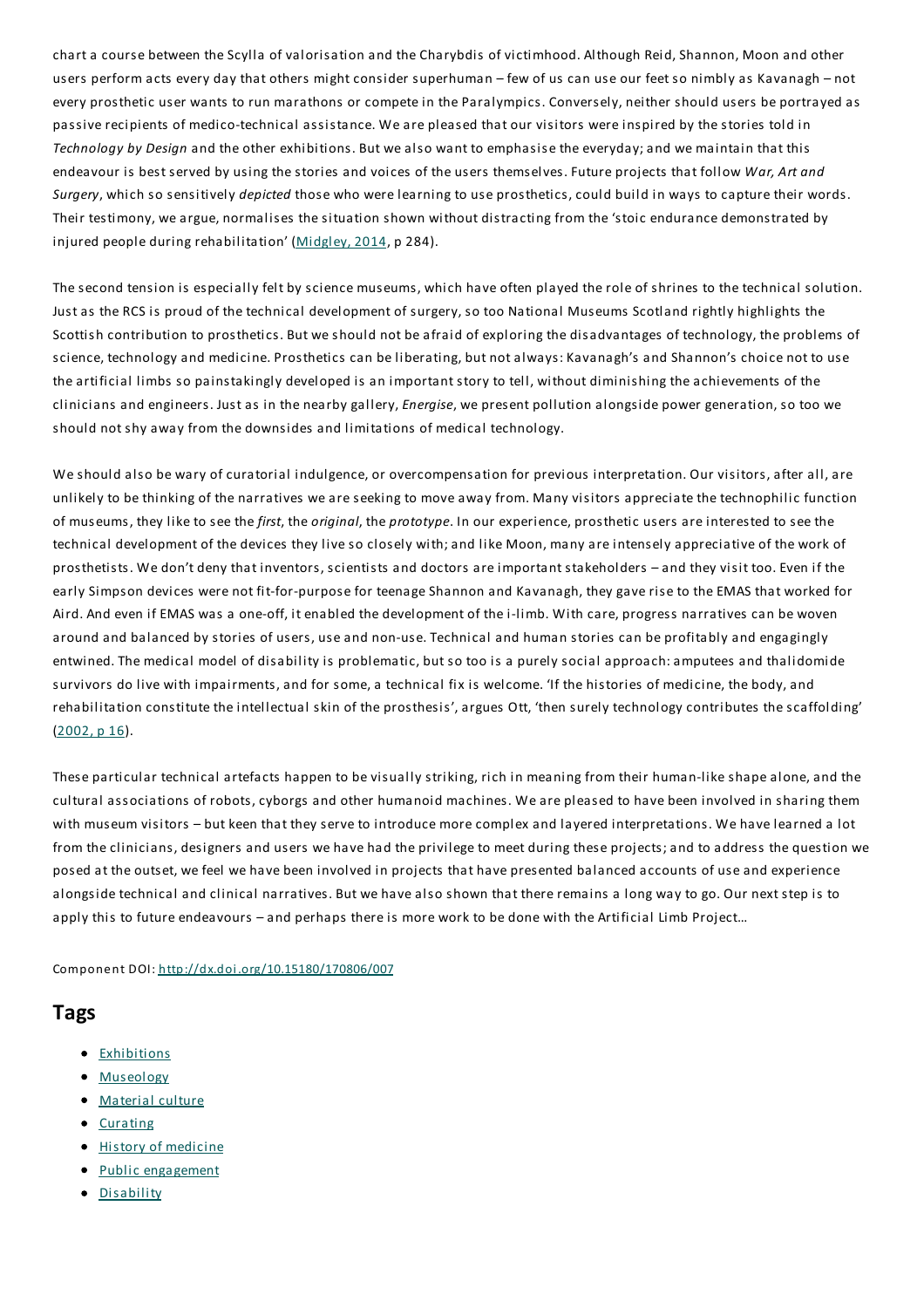chart a course between the Scylla of valorisation and the Charybdis of victimhood. Although Reid, Shannon, Moon and other users perform acts every day that others might consider superhuman – few of us can use our feet so nimbly as Kavanagh – not every prosthetic user wants to run marathons or compete in the Paralympics. Conversely, neither should users be portrayed as passive recipients of medico-technical assistance. We are pleased that our visitors were inspired by the stories told in *Technology by Design* and the other exhibitions. But we also want to emphasise the everyday; and we maintain that this endeavour is best served by using the stories and voices of the users themselves. Future projects that follow *War, Art and Surgery*, which so sensitively *depicted* those who were learning to use prosthetics, could build in ways to capture their words. Their testimony, we argue, normalises the situation shown without distracting from the 'stoic endurance demonstrated by injured people during rehabilitation' ([Midgley, 2014](#), p 284).

The second tension is especially felt by science museums, which have often played the role of shrines to the technical solution. Just as the RCS is proud of the technical development of surgery, so too National Museums Scotland rightly highlights the Scottish contribution to prosthetics. But we should not be afraid of exploring the disadvantages of technology, the problems of science, technology and medicine. Prosthetics can be liberating, but not always: Kavanagh's and Shannon's choice not to use the artificial limbs so painstakingly developed is an important story to tell, without diminishing the achievements of the clinicians and engineers. Just as in the nearby gallery, *Energise*, we present pollution alongside power generation, so too we should not shy away from the downsides and limitations of medical technology.

We should also be wary of curatorial indulgence, or overcompensation for previous interpretation. Our visitors, after all, are unlikely to be thinking of the narratives we are seeking to move away from. Many visitors appreciate the technophilic function of museums, they like to see the *first*, the *original*, the *prototype*. In our experience, prosthetic users are interested to see the technical development of the devices they live so closely with; and like Moon, many are intensely appreciative of the work of prosthetists. We don't deny that inventors, scientists and doctors are important stakeholders – and they visit too. Even if the early Simpson devices were not fit-for-purpose for teenage Shannon and Kavanagh, they gave rise to the EMAS that worked for Aird. And even if EMAS was a one-off, it enabled the development of the i-limb. With care, progress narratives can be woven around and balanced by stories of users, use and non-use. Technical and human stories can be profitably and engagingly entwined. The medical model of disability is problematic, but so too is a purely social approach: amputees and thalidomide survivors do live with impairments, and for some, a technical fix is welcome. 'If the histories of medicine, the body, and rehabilitation constitute the intellectual skin of the prosthesis', argues Ott, 'then surely technology contributes the scaffolding' ([2002, p 16](#)).

These particular technical artefacts happen to be visually striking, rich in meaning from their human-like shape alone, and the cultural associations of robots, cyborgs and other humanoid machines. We are pleased to have been involved in sharing them with museum visitors – but keen that they serve to introduce more complex and layered interpretations. We have learned a lot from the clinicians, designers and users we have had the privilege to meet during these projects; and to address the question we posed at the outset, we feel we have been involved in projects that have presented balanced accounts of use and experience alongside technical and clinical narratives. But we have also shown that there remains a long way to go. Our next step is to apply this to future endeavours – and perhaps there is more work to be done with the Artificial Limb Project…

Component DOI: [http://dx.doi.org/10.15180/170806/007](http://dx.doi.org/10.15180/170806/007)

## Tags

- [Exhibitions](#)
- [Museology](#)
- [Material culture](#)
- [Curating](#)
- [History of medicine](#)
- [Public engagement](#)
- [Disability](#)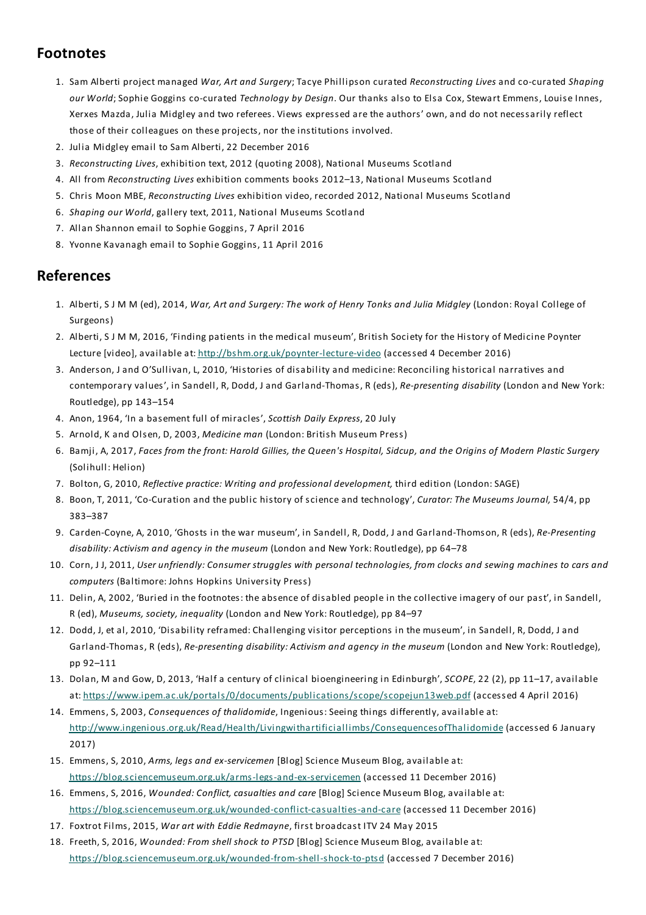## Footnotes

1. Sam Alberti project managed *War, Art and Surgery*; Tacye Phillipson curated *Reconstructing Lives* and co-curated *Shaping our World*; Sophie Goggins co-curated *Technology by Design*. Our thanks also to Elsa Cox, Stewart Emmens, Louise Innes, Xerxes Mazda, Julia Midgley and two referees. Views expressed are the authors' own, and do not necessarily reflect those of their colleagues on these projects, nor the institutions involved.
2. Julia Midgley email to Sam Alberti, 22 December 2016
3. *Reconstructing Lives*, exhibition text, 2012 (quoting 2008), National Museums Scotland
4. All from *Reconstructing Lives* exhibition comments books 2012–13, National Museums Scotland
5. Chris Moon MBE, *Reconstructing Lives* exhibition video, recorded 2012, National Museums Scotland
6. *Shaping our World*, gallery text, 2011, National Museums Scotland
7. Allan Shannon email to Sophie Goggins, 7 April 2016
8. Yvonne Kavanagh email to Sophie Goggins, 11 April 2016

## References

1. Alberti, S J M M (ed), 2014, *War, Art and Surgery: The work of Henry Tonks and Julia Midgley* (London: Royal College of Surgeons)
2. Alberti, S J M M, 2016, 'Finding patients in the medical museum', British Society for the History of Medicine Poynter Lecture [video], available at: http://bshm.org.uk/poynter-lecture-video (accessed 4 December 2016)
3. Anderson, J and O'Sullivan, L, 2010, 'Histories of disability and medicine: Reconciling historical narratives and contemporary values', in Sandell, R, Dodd, J and Garland-Thomas, R (eds), *Re-presenting disability* (London and New York: Routledge), pp 143–154
4. Anon, 1964, 'In a basement full of miracles', *Scottish Daily Express*, 20 July
5. Arnold, K and Olsen, D, 2003, *Medicine man* (London: British Museum Press)
6. Bamji, A, 2017, *Faces from the front: Harold Gillies, the Queen's Hospital, Sidcup, and the Origins of Modern Plastic Surgery* (Solihull: Helion)
7. Bolton, G, 2010, *Reflective practice: Writing and professional development,* third edition (London: SAGE)
8. Boon, T, 2011, 'Co-Curation and the public history of science and technology', *Curator: The Museums Journal,* 54/4, pp 383–387
9. Carden-Coyne, A, 2010, 'Ghosts in the war museum', in Sandell, R, Dodd, J and Garland-Thomson, R (eds), *Re-Presenting disability: Activism and agency in the museum* (London and New York: Routledge), pp 64–78
10. Corn, J J, 2011, *User unfriendly: Consumer struggles with personal technologies, from clocks and sewing machines to cars and computers* (Baltimore: Johns Hopkins University Press)
11. Delin, A, 2002, 'Buried in the footnotes: the absence of disabled people in the collective imagery of our past', in Sandell, R (ed), *Museums, society, inequality* (London and New York: Routledge), pp 84–97
12. Dodd, J, et al, 2010, 'Disability reframed: Challenging visitor perceptions in the museum', in Sandell, R, Dodd, J and Garland-Thomas, R (eds), *Re-presenting disability: Activism and agency in the museum* (London and New York: Routledge), pp 92–111
13. Dolan, M and Gow, D, 2013, 'Half a century of clinical bioengineering in Edinburgh', *SCOPE*, 22 (2), pp 11–17, available at: https://www.ipem.ac.uk/portals/0/documents/publications/scope/scopejun13web.pdf (accessed 4 April 2016)
14. Emmens, S, 2003, *Consequences of thalidomide*, Ingenious: Seeing things differently, available at: http://www.ingenious.org.uk/Read/Health/Livingwithartificiallimbs/ConsequencesofThalidomide (accessed 6 January 2017)
15. Emmens, S, 2010, *Arms, legs and ex-servicemen* [Blog] Science Museum Blog, available at: https://blog.sciencemuseum.org.uk/arms-legs-and-ex-servicemen (accessed 11 December 2016)
16. Emmens, S, 2016, *Wounded: Conflict, casualties and care* [Blog] Science Museum Blog, available at: https://blog.sciencemuseum.org.uk/wounded-conflict-casualties-and-care (accessed 11 December 2016)
17. Foxtrot Films, 2015, *War art with Eddie Redmayne*, first broadcast ITV 24 May 2015
18. Freeth, S, 2016, *Wounded: From shell shock to PTSD* [Blog] Science Museum Blog, available at: https://blog.sciencemuseum.org.uk/wounded-from-shell-shock-to-ptsd (accessed 7 December 2016)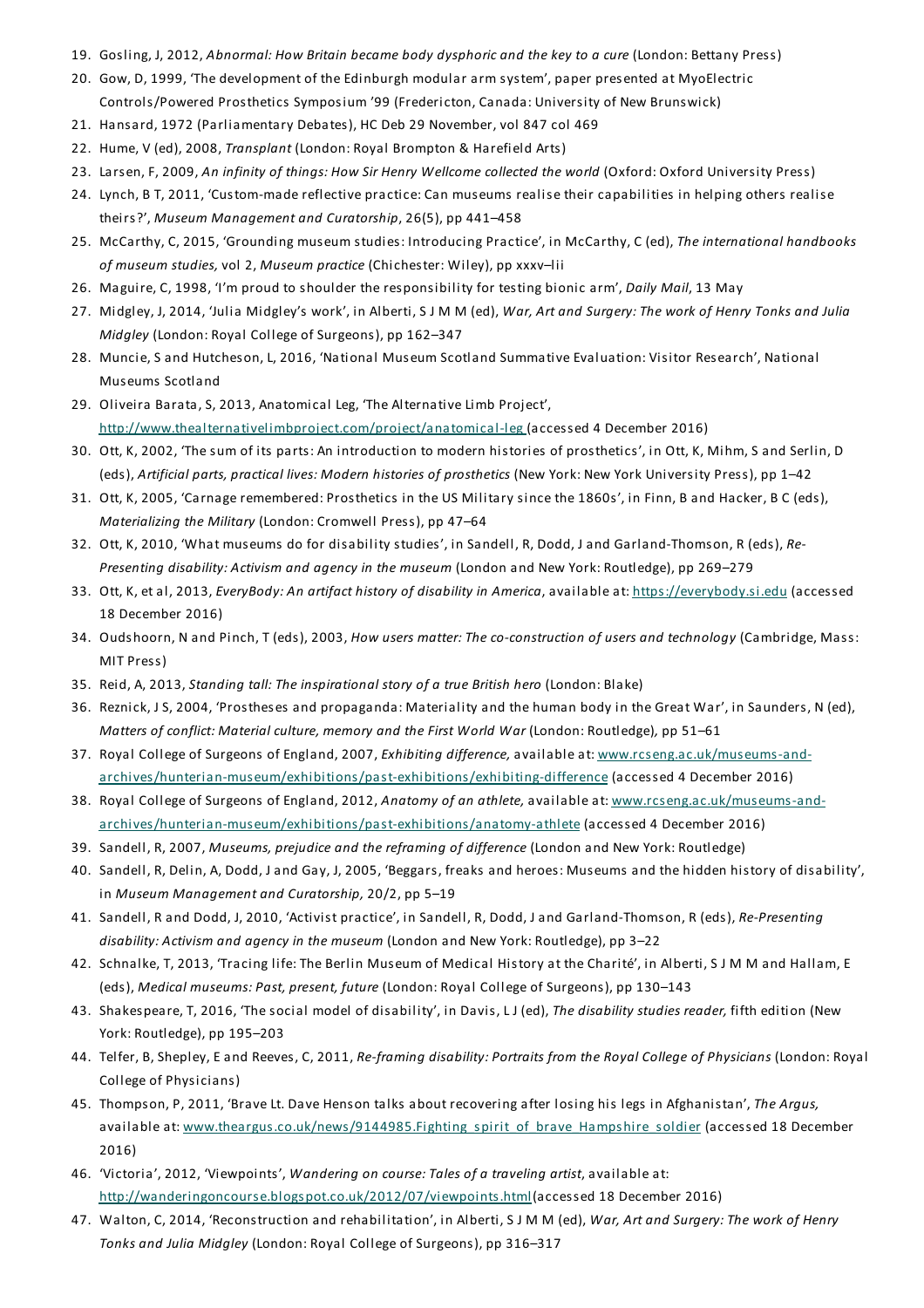19. Gosling, J, 2012, *Abnormal: How Britain became body dysphoric and the key to a cure* (London: Bettany Press)
20. Gow, D, 1999, 'The development of the Edinburgh modular arm system', paper presented at MyoElectric Controls/Powered Prosthetics Symposium '99 (Fredericton, Canada: University of New Brunswick)
21. Hansard, 1972 (Parliamentary Debates), HC Deb 29 November, vol 847 col 469
22. Hume, V (ed), 2008, *Transplant* (London: Royal Brompton & Harefield Arts)
23. Larsen, F, 2009, *An infinity of things: How Sir Henry Wellcome collected the world* (Oxford: Oxford University Press)
24. Lynch, B T, 2011, 'Custom-made reflective practice: Can museums realise their capabilities in helping others realise theirs?', *Museum Management and Curatorship*, 26(5), pp 441–458
25. McCarthy, C, 2015, 'Grounding museum studies: Introducing Practice', in McCarthy, C (ed), *The international handbooks of museum studies,* vol 2, *Museum practice* (Chichester: Wiley), pp xxxv–lii
26. Maguire, C, 1998, 'I'm proud to shoulder the responsibility for testing bionic arm', *Daily Mail*, 13 May
27. Midgley, J, 2014, 'Julia Midgley's work', in Alberti, S J M M (ed), *War, Art and Surgery: The work of Henry Tonks and Julia Midgley* (London: Royal College of Surgeons), pp 162–347
28. Muncie, S and Hutcheson, L, 2016, 'National Museum Scotland Summative Evaluation: Visitor Research', National Museums Scotland
29. Oliveira Barata, S, 2013, Anatomical Leg, 'The Alternative Limb Project', http://www.thealternativelimbproject.com/project/anatomical-leg (accessed 4 December 2016)
30. Ott, K, 2002, 'The sum of its parts: An introduction to modern histories of prosthetics', in Ott, K, Mihm, S and Serlin, D (eds), *Artificial parts, practical lives: Modern histories of prosthetics* (New York: New York University Press), pp 1–42
31. Ott, K, 2005, 'Carnage remembered: Prosthetics in the US Military since the 1860s', in Finn, B and Hacker, B C (eds), *Materializing the Military* (London: Cromwell Press), pp 47–64
32. Ott, K, 2010, 'What museums do for disability studies', in Sandell, R, Dodd, J and Garland-Thomson, R (eds), *Re-Presenting disability: Activism and agency in the museum* (London and New York: Routledge), pp 269–279
33. Ott, K, et al, 2013, *EveryBody: An artifact history of disability in America*, available at: https://everybody.si.edu (accessed 18 December 2016)
34. Oudshoorn, N and Pinch, T (eds), 2003, *How users matter: The co-construction of users and technology* (Cambridge, Mass: MIT Press)
35. Reid, A, 2013, *Standing tall: The inspirational story of a true British hero* (London: Blake)
36. Reznick, J S, 2004, 'Prostheses and propaganda: Materiality and the human body in the Great War', in Saunders, N (ed), *Matters of conflict: Material culture, memory and the First World War* (London: Routledge), pp 51–61
37. Royal College of Surgeons of England, 2007, *Exhibiting difference,* available at: www.rcseng.ac.uk/museums-and-archives/hunterian-museum/exhibitions/past-exhibitions/exhibiting-difference (accessed 4 December 2016)
38. Royal College of Surgeons of England, 2012, *Anatomy of an athlete,* available at: www.rcseng.ac.uk/museums-and-archives/hunterian-museum/exhibitions/past-exhibitions/anatomy-athlete (accessed 4 December 2016)
39. Sandell, R, 2007, *Museums, prejudice and the reframing of difference* (London and New York: Routledge)
40. Sandell, R, Delin, A, Dodd, J and Gay, J, 2005, 'Beggars, freaks and heroes: Museums and the hidden history of disability', in *Museum Management and Curatorship,* 20/2, pp 5–19
41. Sandell, R and Dodd, J, 2010, 'Activist practice', in Sandell, R, Dodd, J and Garland-Thomson, R (eds), *Re-Presenting disability: Activism and agency in the museum* (London and New York: Routledge), pp 3–22
42. Schnalke, T, 2013, 'Tracing life: The Berlin Museum of Medical History at the Charité', in Alberti, S J M M and Hallam, E (eds), *Medical museums: Past, present, future* (London: Royal College of Surgeons), pp 130–143
43. Shakespeare, T, 2016, 'The social model of disability', in Davis, L J (ed), *The disability studies reader,* fifth edition (New York: Routledge), pp 195–203
44. Telfer, B, Shepley, E and Reeves, C, 2011, *Re-framing disability: Portraits from the Royal College of Physicians* (London: Royal College of Physicians)
45. Thompson, P, 2011, 'Brave Lt. Dave Henson talks about recovering after losing his legs in Afghanistan', *The Argus,* available at: www.theargus.co.uk/news/9144985.Fighting_spirit_of_brave_Hampshire_soldier (accessed 18 December 2016)
46. 'Victoria', 2012, 'Viewpoints', *Wandering on course: Tales of a traveling artist*, available at: http://wanderingoncourse.blogspot.co.uk/2012/07/viewpoints.html(accessed 18 December 2016)
47. Walton, C, 2014, 'Reconstruction and rehabilitation', in Alberti, S J M M (ed), *War, Art and Surgery: The work of Henry Tonks and Julia Midgley* (London: Royal College of Surgeons), pp 316–317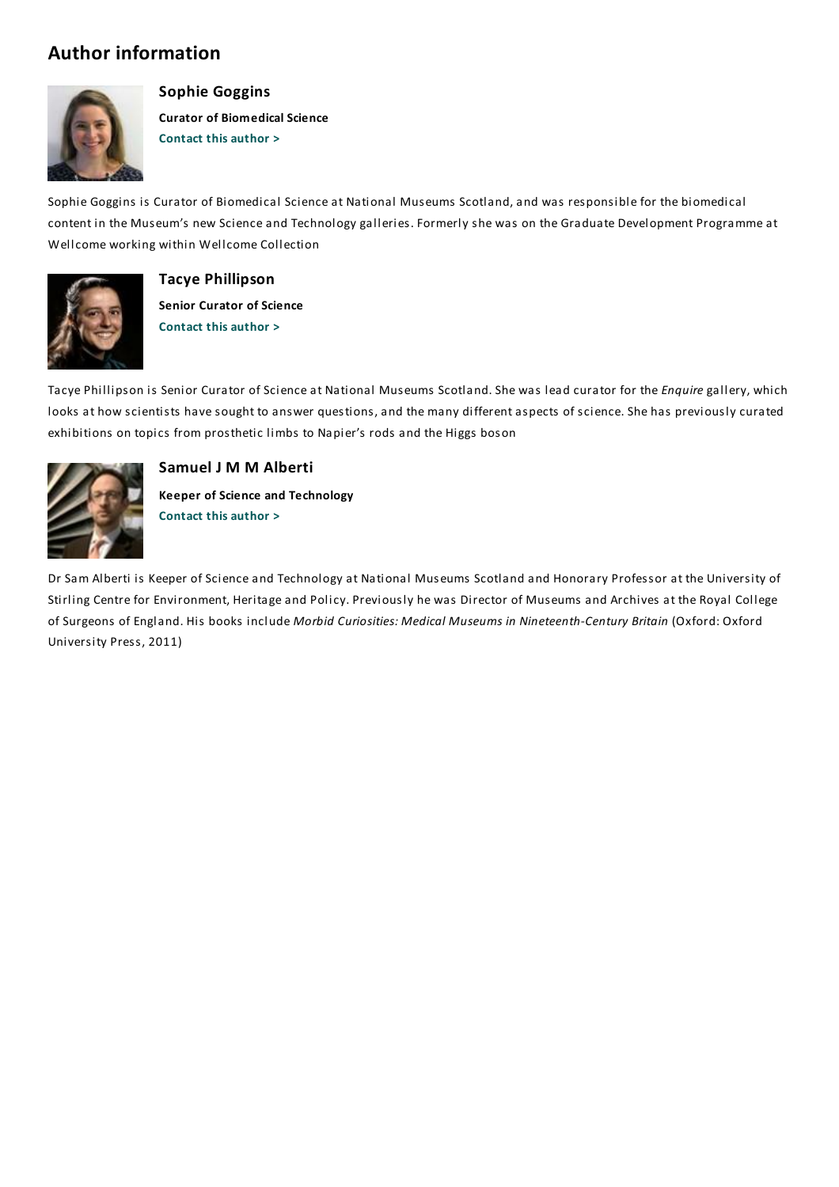## Author information

### Sophie Goggins

**Curator of Biomedical Science**

**Contact this author >**

Sophie Goggins is Curator of Biomedical Science at National Museums Scotland, and was responsible for the biomedical content in the Museum's new Science and Technology galleries. Formerly she was on the Graduate Development Programme at Wellcome working within Wellcome Collection

### Tacye Phillipson

**Senior Curator of Science**

**Contact this author >**

Tacye Phillipson is Senior Curator of Science at National Museums Scotland. She was lead curator for the *Enquire* gallery, which looks at how scientists have sought to answer questions, and the many different aspects of science. She has previously curated exhibitions on topics from prosthetic limbs to Napier's rods and the Higgs boson

### Samuel J M M Alberti

**Keeper of Science and Technology**

**Contact this author >**

Dr Sam Alberti is Keeper of Science and Technology at National Museums Scotland and Honorary Professor at the University of Stirling Centre for Environment, Heritage and Policy. Previously he was Director of Museums and Archives at the Royal College of Surgeons of England. His books include *Morbid Curiosities: Medical Museums in Nineteenth-Century Britain* (Oxford: Oxford University Press, 2011)